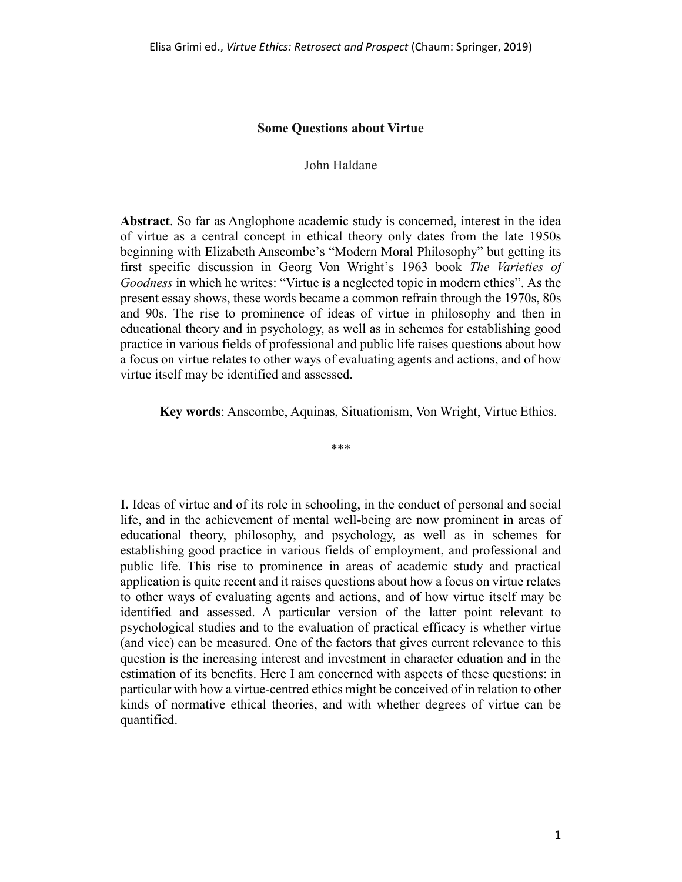Elisa Grimi ed., *Virtue Ethics: Retrosect and Prospect* (Chaum: Springer, 2019)

# Some Questions about Virtue

John Haldane

**Abstract**. So far as Anglophone academic study is concerned, interest in the idea of virtue as a central concept in ethical theory only dates from the late 1950s beginning with Elizabeth Anscombe's "Modern Moral Philosophy" but getting its first specific discussion in Georg Von Wright's 1963 book *The Varieties of Goodness* in which he writes: "Virtue is a neglected topic in modern ethics". As the present essay shows, these words became a common refrain through the 1970s, 80s and 90s. The rise to prominence of ideas of virtue in philosophy and then in educational theory and in psychology, as well as in schemes for establishing good practice in various fields of professional and public life raises questions about how a focus on virtue relates to other ways of evaluating agents and actions, and of how virtue itself may be identified and assessed.

**Key words**: Anscombe, Aquinas, Situationism, Von Wright, Virtue Ethics.

\*\*\*

**I.** Ideas of virtue and of its role in schooling, in the conduct of personal and social life, and in the achievement of mental well-being are now prominent in areas of educational theory, philosophy, and psychology, as well as in schemes for establishing good practice in various fields of employment, and professional and public life. This rise to prominence in areas of academic study and practical application is quite recent and it raises questions about how a focus on virtue relates to other ways of evaluating agents and actions, and of how virtue itself may be identified and assessed. A particular version of the latter point relevant to psychological studies and to the evaluation of practical efficacy is whether virtue (and vice) can be measured. One of the factors that gives current relevance to this question is the increasing interest and investment in character eduation and in the estimation of its benefits. Here I am concerned with aspects of these questions: in particular with how a virtue-centred ethics might be conceived of in relation to other kinds of normative ethical theories, and with whether degrees of virtue can be quantified.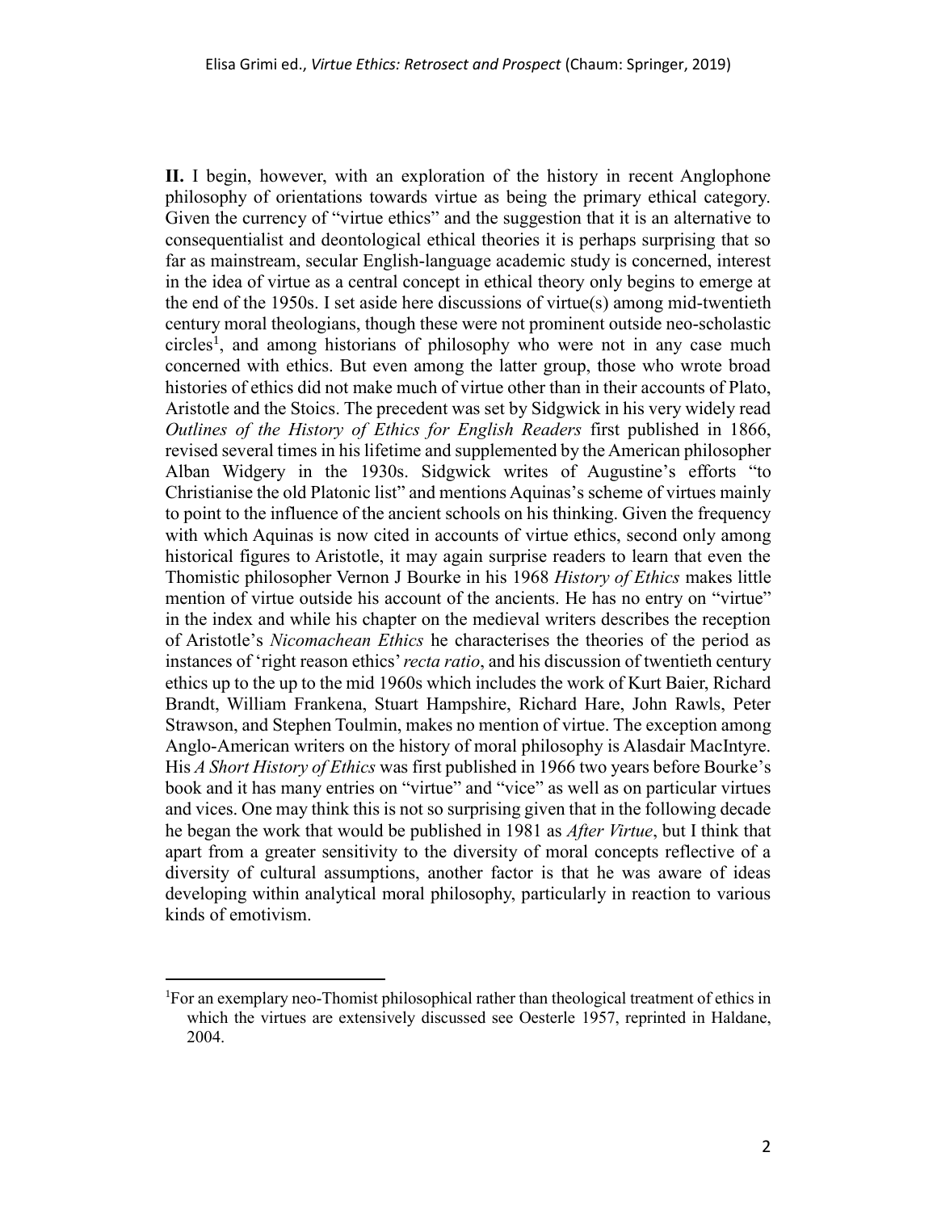**II.** I begin, however, with an exploration of the history in recent Anglophone philosophy of orientations towards virtue as being the primary ethical category. Given the currency of "virtue ethics" and the suggestion that it is an alternative to consequentialist and deontological ethical theories it is perhaps surprising that so far as mainstream, secular English-language academic study is concerned, interest in the idea of virtue as a central concept in ethical theory only begins to emerge at the end of the 1950s. I set aside here discussions of virtue(s) among mid-twentieth century moral theologians, though these were not prominent outside neo-scholastic circles[1], and among historians of philosophy who were not in any case much concerned with ethics. But even among the latter group, those who wrote broad histories of ethics did not make much of virtue other than in their accounts of Plato, Aristotle and the Stoics. The precedent was set by Sidgwick in his very widely read *Outlines of the History of Ethics for English Readers* first published in 1866, revised several times in his lifetime and supplemented by the American philosopher Alban Widgery in the 1930s. Sidgwick writes of Augustine's efforts "to Christianise the old Platonic list" and mentions Aquinas's scheme of virtues mainly to point to the influence of the ancient schools on his thinking. Given the frequency with which Aquinas is now cited in accounts of virtue ethics, second only among historical figures to Aristotle, it may again surprise readers to learn that even the Thomistic philosopher Vernon J Bourke in his 1968 *History of Ethics* makes little mention of virtue outside his account of the ancients. He has no entry on "virtue" in the index and while his chapter on the medieval writers describes the reception of Aristotle's *Nicomachean Ethics* he characterises the theories of the period as instances of 'right reason ethics' *recta ratio*, and his discussion of twentieth century ethics up to the up to the mid 1960s which includes the work of Kurt Baier, Richard Brandt, William Frankena, Stuart Hampshire, Richard Hare, John Rawls, Peter Strawson, and Stephen Toulmin, makes no mention of virtue. The exception among Anglo-American writers on the history of moral philosophy is Alasdair MacIntyre. His *A Short History of Ethics* was first published in 1966 two years before Bourke's book and it has many entries on "virtue" and "vice" as well as on particular virtues and vices. One may think this is not so surprising given that in the following decade he began the work that would be published in 1981 as *After Virtue*, but I think that apart from a greater sensitivity to the diversity of moral concepts reflective of a diversity of cultural assumptions, another factor is that he was aware of ideas developing within analytical moral philosophy, particularly in reaction to various kinds of emotivism.

[1] For an exemplary neo-Thomist philosophical rather than theological treatment of ethics in which the virtues are extensively discussed see Oesterle 1957, reprinted in Haldane, 2004.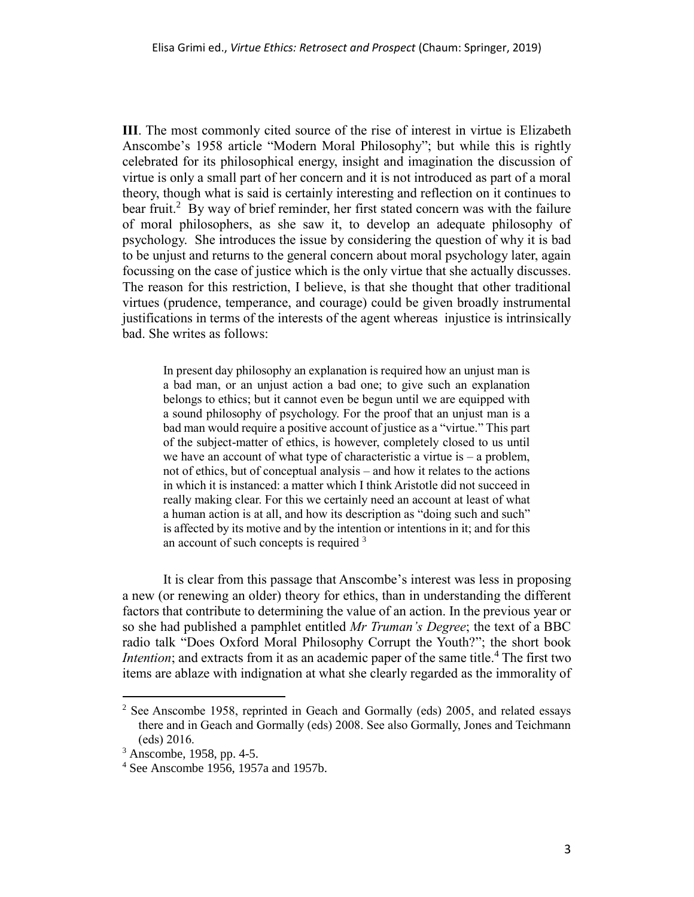**III**. The most commonly cited source of the rise of interest in virtue is Elizabeth Anscombe's 1958 article "Modern Moral Philosophy"; but while this is rightly celebrated for its philosophical energy, insight and imagination the discussion of virtue is only a small part of her concern and it is not introduced as part of a moral theory, though what is said is certainly interesting and reflection on it continues to bear fruit.[2] By way of brief reminder, her first stated concern was with the failure of moral philosophers, as she saw it, to develop an adequate philosophy of psychology. She introduces the issue by considering the question of why it is bad to be unjust and returns to the general concern about moral psychology later, again focussing on the case of justice which is the only virtue that she actually discusses. The reason for this restriction, I believe, is that she thought that other traditional virtues (prudence, temperance, and courage) could be given broadly instrumental justifications in terms of the interests of the agent whereas injustice is intrinsically bad. She writes as follows:

> In present day philosophy an explanation is required how an unjust man is a bad man, or an unjust action a bad one; to give such an explanation belongs to ethics; but it cannot even be begun until we are equipped with a sound philosophy of psychology. For the proof that an unjust man is a bad man would require a positive account of justice as a "virtue." This part of the subject-matter of ethics, is however, completely closed to us until we have an account of what type of characteristic a virtue is – a problem, not of ethics, but of conceptual analysis – and how it relates to the actions in which it is instanced: a matter which I think Aristotle did not succeed in really making clear. For this we certainly need an account at least of what a human action is at all, and how its description as "doing such and such" is affected by its motive and by the intention or intentions in it; and for this an account of such concepts is required [3]

It is clear from this passage that Anscombe's interest was less in proposing a new (or renewing an older) theory for ethics, than in understanding the different factors that contribute to determining the value of an action. In the previous year or so she had published a pamphlet entitled *Mr Truman's Degree*; the text of a BBC radio talk "Does Oxford Moral Philosophy Corrupt the Youth?"; the short book *Intention*; and extracts from it as an academic paper of the same title.[4] The first two items are ablaze with indignation at what she clearly regarded as the immorality of

---

[2] See Anscombe 1958, reprinted in Geach and Gormally (eds) 2005, and related essays there and in Geach and Gormally (eds) 2008. See also Gormally, Jones and Teichmann (eds) 2016.

[3] Anscombe, 1958, pp. 4-5.

[4] See Anscombe 1956, 1957a and 1957b.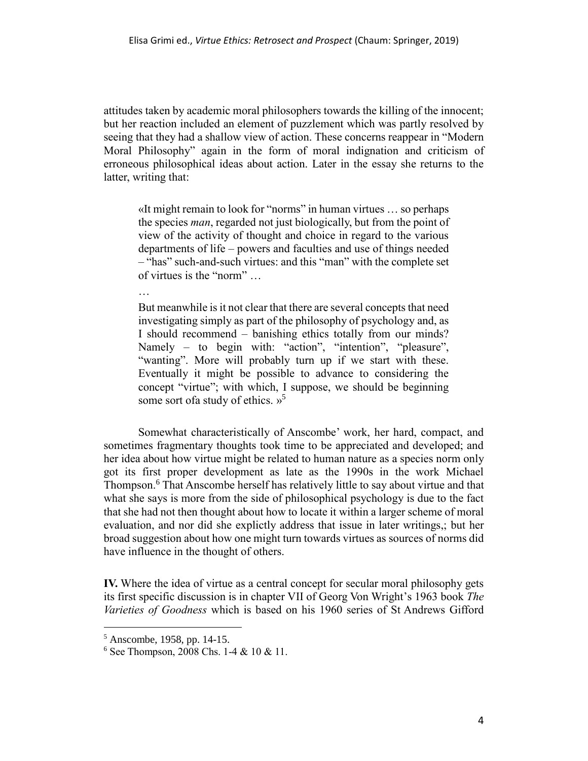attitudes taken by academic moral philosophers towards the killing of the innocent; but her reaction included an element of puzzlement which was partly resolved by seeing that they had a shallow view of action. These concerns reappear in "Modern Moral Philosophy" again in the form of moral indignation and criticism of erroneous philosophical ideas about action. Later in the essay she returns to the latter, writing that:

> «It might remain to look for "norms" in human virtues … so perhaps the species *man*, regarded not just biologically, but from the point of view of the activity of thought and choice in regard to the various departments of life – powers and faculties and use of things needed – "has" such-and-such virtues: and this "man" with the complete set of virtues is the "norm" …
>
> …
>
> But meanwhile is it not clear that there are several concepts that need investigating simply as part of the philosophy of psychology and, as I should recommend – banishing ethics totally from our minds? Namely – to begin with: "action", "intention", "pleasure", "wanting". More will probably turn up if we start with these. Eventually it might be possible to advance to considering the concept "virtue"; with which, I suppose, we should be beginning some sort ofa study of ethics. »[5]

Somewhat characteristically of Anscombe' work, her hard, compact, and sometimes fragmentary thoughts took time to be appreciated and developed; and her idea about how virtue might be related to human nature as a species norm only got its first proper development as late as the 1990s in the work Michael Thompson.[6] That Anscombe herself has relatively little to say about virtue and that what she says is more from the side of philosophical psychology is due to the fact that she had not then thought about how to locate it within a larger scheme of moral evaluation, and nor did she explictly address that issue in later writings,; but her broad suggestion about how one might turn towards virtues as sources of norms did have influence in the thought of others.

**IV.** Where the idea of virtue as a central concept for secular moral philosophy gets its first specific discussion is in chapter VII of Georg Von Wright's 1963 book *The Varieties of Goodness* which is based on his 1960 series of St Andrews Gifford

---

[5] Anscombe, 1958, pp. 14-15.

[6] See Thompson, 2008 Chs. 1-4 & 10 & 11.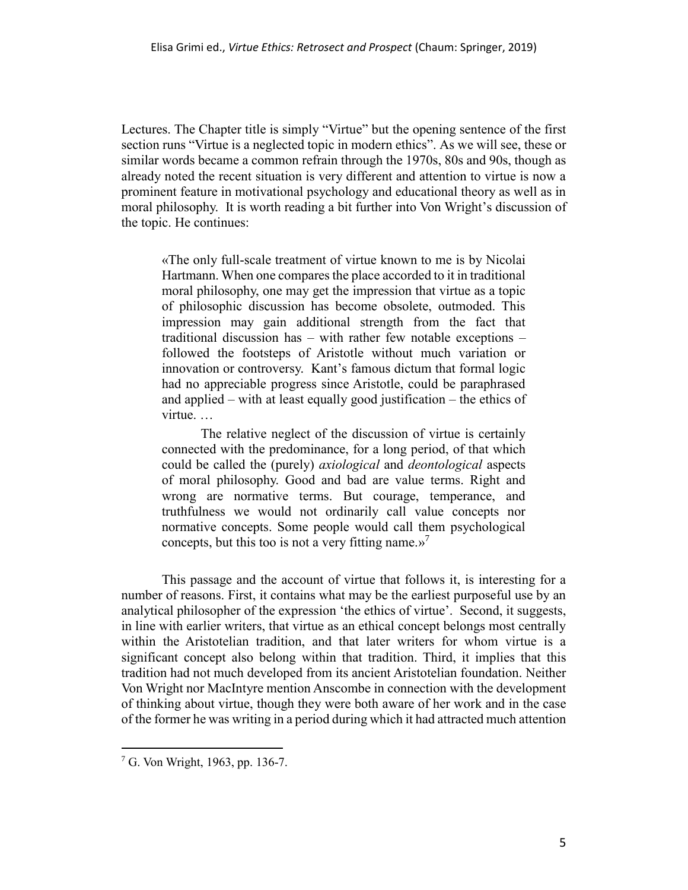Lectures. The Chapter title is simply "Virtue" but the opening sentence of the first section runs "Virtue is a neglected topic in modern ethics". As we will see, these or similar words became a common refrain through the 1970s, 80s and 90s, though as already noted the recent situation is very different and attention to virtue is now a prominent feature in motivational psychology and educational theory as well as in moral philosophy. It is worth reading a bit further into Von Wright's discussion of the topic. He continues:

> «The only full-scale treatment of virtue known to me is by Nicolai Hartmann. When one compares the place accorded to it in traditional moral philosophy, one may get the impression that virtue as a topic of philosophic discussion has become obsolete, outmoded. This impression may gain additional strength from the fact that traditional discussion has – with rather few notable exceptions – followed the footsteps of Aristotle without much variation or innovation or controversy. Kant's famous dictum that formal logic had no appreciable progress since Aristotle, could be paraphrased and applied – with at least equally good justification – the ethics of virtue. …
>
> The relative neglect of the discussion of virtue is certainly connected with the predominance, for a long period, of that which could be called the (purely) *axiological* and *deontological* aspects of moral philosophy. Good and bad are value terms. Right and wrong are normative terms. But courage, temperance, and truthfulness we would not ordinarily call value concepts nor normative concepts. Some people would call them psychological concepts, but this too is not a very fitting name.»[7]

This passage and the account of virtue that follows it, is interesting for a number of reasons. First, it contains what may be the earliest purposeful use by an analytical philosopher of the expression 'the ethics of virtue'. Second, it suggests, in line with earlier writers, that virtue as an ethical concept belongs most centrally within the Aristotelian tradition, and that later writers for whom virtue is a significant concept also belong within that tradition. Third, it implies that this tradition had not much developed from its ancient Aristotelian foundation. Neither Von Wright nor MacIntyre mention Anscombe in connection with the development of thinking about virtue, though they were both aware of her work and in the case of the former he was writing in a period during which it had attracted much attention

[7] G. Von Wright, 1963, pp. 136-7.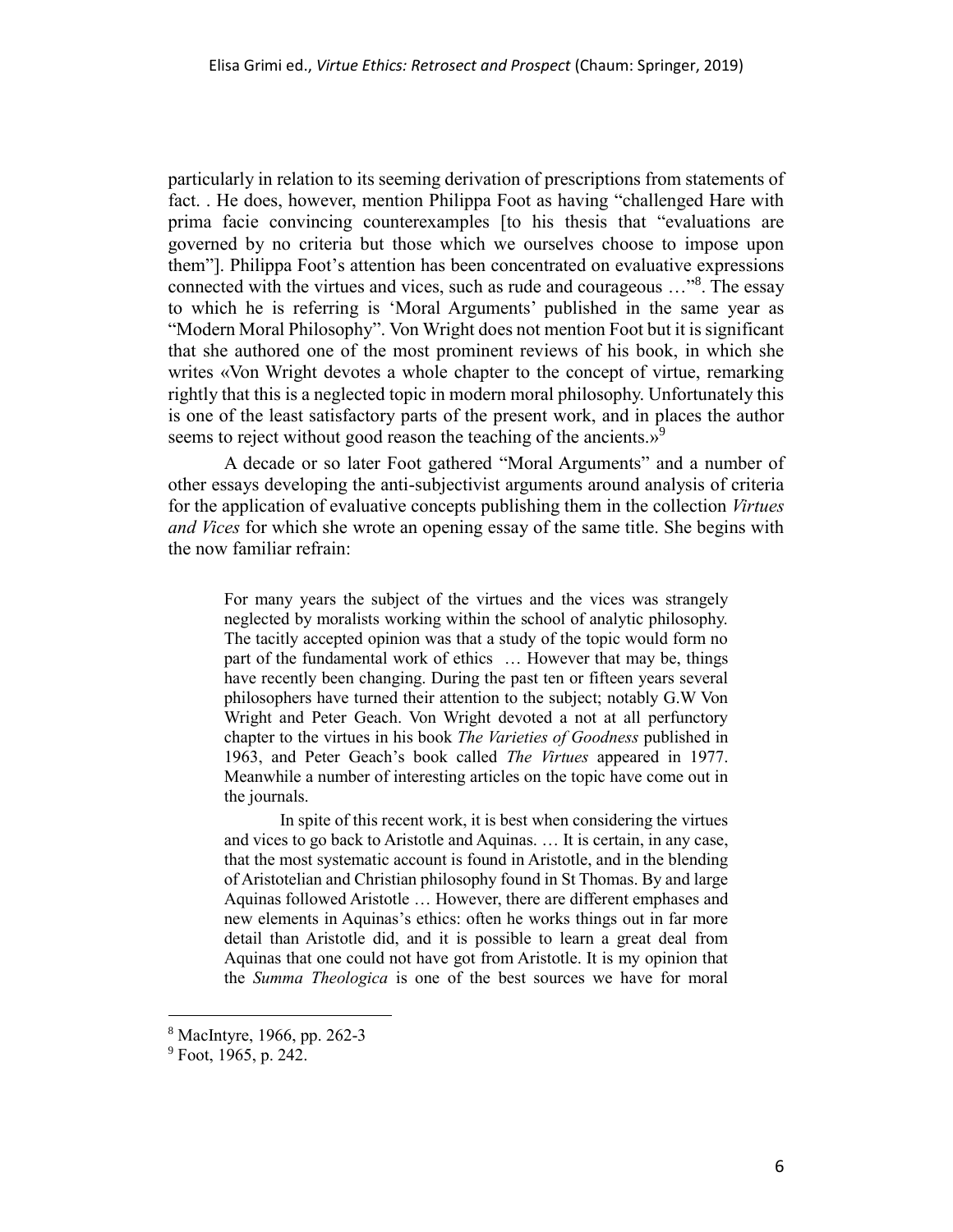particularly in relation to its seeming derivation of prescriptions from statements of fact. . He does, however, mention Philippa Foot as having "challenged Hare with prima facie convincing counterexamples [to his thesis that "evaluations are governed by no criteria but those which we ourselves choose to impose upon them"]. Philippa Foot's attention has been concentrated on evaluative expressions connected with the virtues and vices, such as rude and courageous …"[8]. The essay to which he is referring is 'Moral Arguments' published in the same year as "Modern Moral Philosophy". Von Wright does not mention Foot but it is significant that she authored one of the most prominent reviews of his book, in which she writes «Von Wright devotes a whole chapter to the concept of virtue, remarking rightly that this is a neglected topic in modern moral philosophy. Unfortunately this is one of the least satisfactory parts of the present work, and in places the author seems to reject without good reason the teaching of the ancients.»[9]

A decade or so later Foot gathered "Moral Arguments" and a number of other essays developing the anti-subjectivist arguments around analysis of criteria for the application of evaluative concepts publishing them in the collection *Virtues and Vices* for which she wrote an opening essay of the same title. She begins with the now familiar refrain:

> For many years the subject of the virtues and the vices was strangely neglected by moralists working within the school of analytic philosophy. The tacitly accepted opinion was that a study of the topic would form no part of the fundamental work of ethics … However that may be, things have recently been changing. During the past ten or fifteen years several philosophers have turned their attention to the subject; notably G.W Von Wright and Peter Geach. Von Wright devoted a not at all perfunctory chapter to the virtues in his book *The Varieties of Goodness* published in 1963, and Peter Geach's book called *The Virtues* appeared in 1977. Meanwhile a number of interesting articles on the topic have come out in the journals.
>
> In spite of this recent work, it is best when considering the virtues and vices to go back to Aristotle and Aquinas. … It is certain, in any case, that the most systematic account is found in Aristotle, and in the blending of Aristotelian and Christian philosophy found in St Thomas. By and large Aquinas followed Aristotle … However, there are different emphases and new elements in Aquinas's ethics: often he works things out in far more detail than Aristotle did, and it is possible to learn a great deal from Aquinas that one could not have got from Aristotle. It is my opinion that the *Summa Theologica* is one of the best sources we have for moral

[8] MacIntyre, 1966, pp. 262-3

[9] Foot, 1965, p. 242.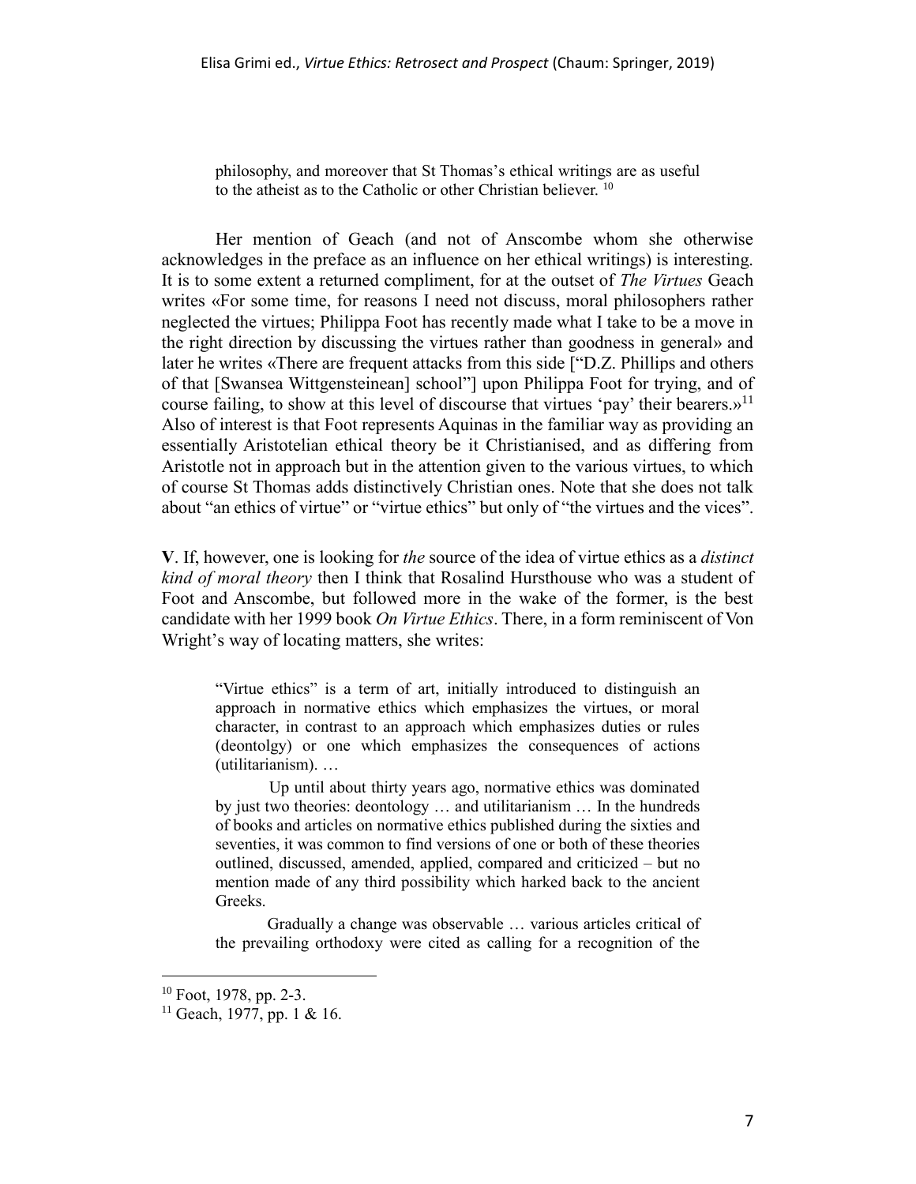> philosophy, and moreover that St Thomas's ethical writings are as useful to the atheist as to the Catholic or other Christian believer. [10]

Her mention of Geach (and not of Anscombe whom she otherwise acknowledges in the preface as an influence on her ethical writings) is interesting. It is to some extent a returned compliment, for at the outset of *The Virtues* Geach writes «For some time, for reasons I need not discuss, moral philosophers rather neglected the virtues; Philippa Foot has recently made what I take to be a move in the right direction by discussing the virtues rather than goodness in general» and later he writes «There are frequent attacks from this side ["D.Z. Phillips and others of that [Swansea Wittgensteinean] school"] upon Philippa Foot for trying, and of course failing, to show at this level of discourse that virtues 'pay' their bearers.»[11] Also of interest is that Foot represents Aquinas in the familiar way as providing an essentially Aristotelian ethical theory be it Christianised, and as differing from Aristotle not in approach but in the attention given to the various virtues, to which of course St Thomas adds distinctively Christian ones. Note that she does not talk about "an ethics of virtue" or "virtue ethics" but only of "the virtues and the vices".

**V**. If, however, one is looking for *the* source of the idea of virtue ethics as a *distinct kind of moral theory* then I think that Rosalind Hursthouse who was a student of Foot and Anscombe, but followed more in the wake of the former, is the best candidate with her 1999 book *On Virtue Ethics*. There, in a form reminiscent of Von Wright's way of locating matters, she writes:

> "Virtue ethics" is a term of art, initially introduced to distinguish an approach in normative ethics which emphasizes the virtues, or moral character, in contrast to an approach which emphasizes duties or rules (deontolgy) or one which emphasizes the consequences of actions (utilitarianism). …
>
> Up until about thirty years ago, normative ethics was dominated by just two theories: deontology … and utilitarianism … In the hundreds of books and articles on normative ethics published during the sixties and seventies, it was common to find versions of one or both of these theories outlined, discussed, amended, applied, compared and criticized – but no mention made of any third possibility which harked back to the ancient Greeks.
>
> Gradually a change was observable … various articles critical of the prevailing orthodoxy were cited as calling for a recognition of the

---

[10] Foot, 1978, pp. 2-3.

[11] Geach, 1977, pp. 1 & 16.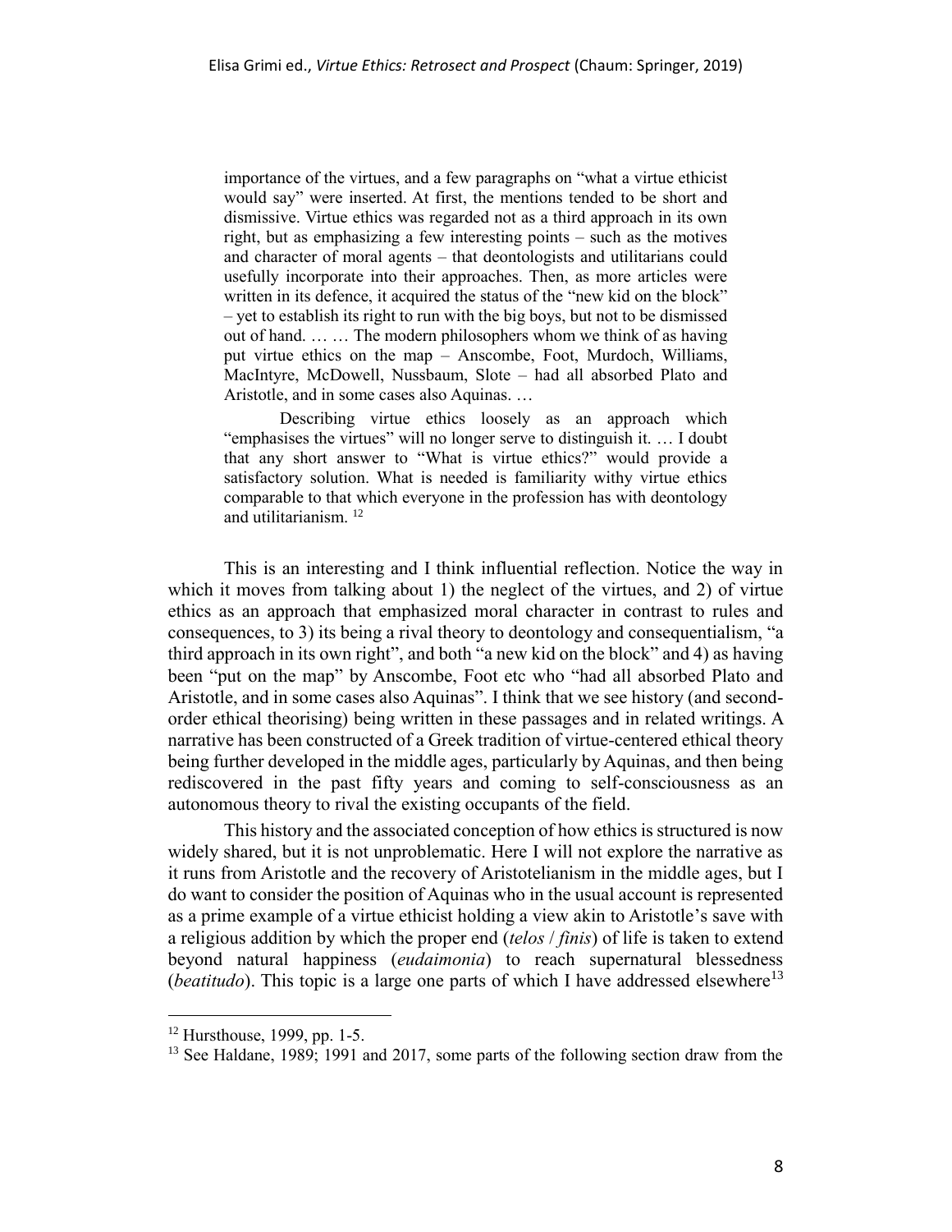> importance of the virtues, and a few paragraphs on "what a virtue ethicist would say" were inserted. At first, the mentions tended to be short and dismissive. Virtue ethics was regarded not as a third approach in its own right, but as emphasizing a few interesting points – such as the motives and character of moral agents – that deontologists and utilitarians could usefully incorporate into their approaches. Then, as more articles were written in its defence, it acquired the status of the "new kid on the block" – yet to establish its right to run with the big boys, but not to be dismissed out of hand. … … The modern philosophers whom we think of as having put virtue ethics on the map – Anscombe, Foot, Murdoch, Williams, MacIntyre, McDowell, Nussbaum, Slote – had all absorbed Plato and Aristotle, and in some cases also Aquinas. …
>
> Describing virtue ethics loosely as an approach which "emphasises the virtues" will no longer serve to distinguish it. … I doubt that any short answer to "What is virtue ethics?" would provide a satisfactory solution. What is needed is familiarity withy virtue ethics comparable to that which everyone in the profession has with deontology and utilitarianism. [12]

This is an interesting and I think influential reflection. Notice the way in which it moves from talking about 1) the neglect of the virtues, and 2) of virtue ethics as an approach that emphasized moral character in contrast to rules and consequences, to 3) its being a rival theory to deontology and consequentialism, "a third approach in its own right", and both "a new kid on the block" and 4) as having been "put on the map" by Anscombe, Foot etc who "had all absorbed Plato and Aristotle, and in some cases also Aquinas". I think that we see history (and second-order ethical theorising) being written in these passages and in related writings. A narrative has been constructed of a Greek tradition of virtue-centered ethical theory being further developed in the middle ages, particularly by Aquinas, and then being rediscovered in the past fifty years and coming to self-consciousness as an autonomous theory to rival the existing occupants of the field.

This history and the associated conception of how ethics is structured is now widely shared, but it is not unproblematic. Here I will not explore the narrative as it runs from Aristotle and the recovery of Aristotelianism in the middle ages, but I do want to consider the position of Aquinas who in the usual account is represented as a prime example of a virtue ethicist holding a view akin to Aristotle's save with a religious addition by which the proper end (*telos* / *finis*) of life is taken to extend beyond natural happiness (*eudaimonia*) to reach supernatural blessedness (*beatitudo*). This topic is a large one parts of which I have addressed elsewhere[13]

---

[12] Hursthouse, 1999, pp. 1-5.

[13] See Haldane, 1989; 1991 and 2017, some parts of the following section draw from the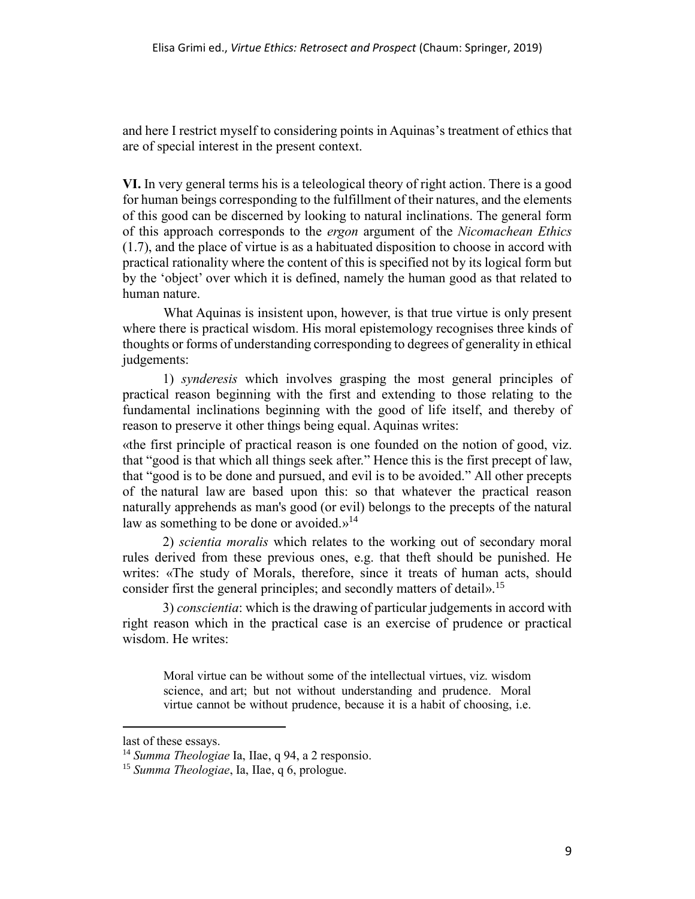and here I restrict myself to considering points in Aquinas's treatment of ethics that are of special interest in the present context.

**VI.** In very general terms his is a teleological theory of right action. There is a good for human beings corresponding to the fulfillment of their natures, and the elements of this good can be discerned by looking to natural inclinations. The general form of this approach corresponds to the *ergon* argument of the *Nicomachean Ethics* (1.7), and the place of virtue is as a habituated disposition to choose in accord with practical rationality where the content of this is specified not by its logical form but by the 'object' over which it is defined, namely the human good as that related to human nature.

What Aquinas is insistent upon, however, is that true virtue is only present where there is practical wisdom. His moral epistemology recognises three kinds of thoughts or forms of understanding corresponding to degrees of generality in ethical judgements:

1) *synderesis* which involves grasping the most general principles of practical reason beginning with the first and extending to those relating to the fundamental inclinations beginning with the good of life itself, and thereby of reason to preserve it other things being equal. Aquinas writes:

«the first principle of practical reason is one founded on the notion of good, viz. that "good is that which all things seek after." Hence this is the first precept of law, that "good is to be done and pursued, and evil is to be avoided." All other precepts of the natural law are based upon this: so that whatever the practical reason naturally apprehends as man's good (or evil) belongs to the precepts of the natural law as something to be done or avoided.»[14]

2) *scientia moralis* which relates to the working out of secondary moral rules derived from these previous ones, e.g. that theft should be punished. He writes: «The study of Morals, therefore, since it treats of human acts, should consider first the general principles; and secondly matters of detail».[15]

3) *conscientia*: which is the drawing of particular judgements in accord with right reason which in the practical case is an exercise of prudence or practical wisdom. He writes:

> Moral virtue can be without some of the intellectual virtues, viz. wisdom science, and art; but not without understanding and prudence. Moral virtue cannot be without prudence, because it is a habit of choosing, i.e.

---

last of these essays.

[14] *Summa Theologiae* Ia, IIae, q 94, a 2 responsio.

[15] *Summa Theologiae*, Ia, IIae, q 6, prologue.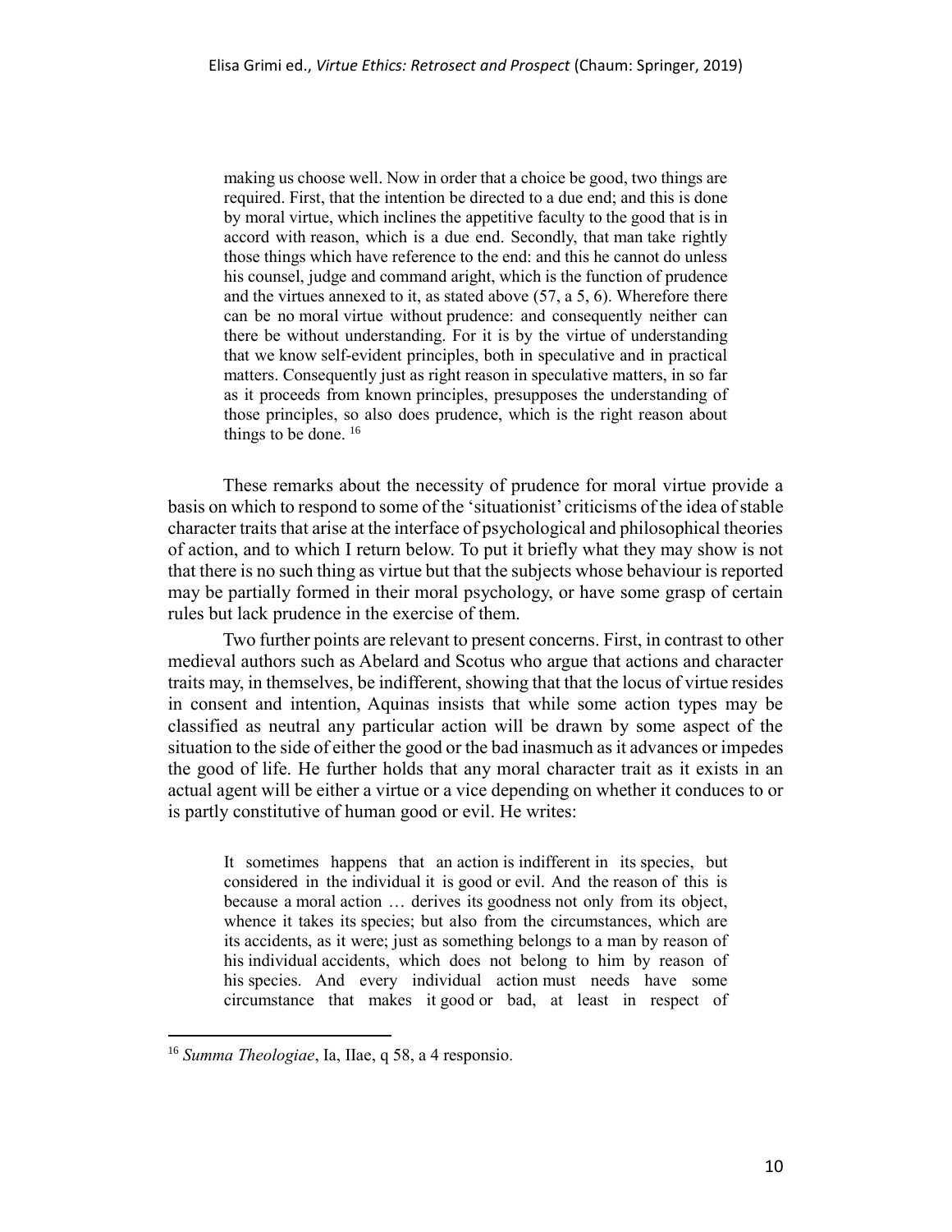> making us choose well. Now in order that a choice be good, two things are required. First, that the intention be directed to a due end; and this is done by moral virtue, which inclines the appetitive faculty to the good that is in accord with reason, which is a due end. Secondly, that man take rightly those things which have reference to the end: and this he cannot do unless his counsel, judge and command aright, which is the function of prudence and the virtues annexed to it, as stated above (57, a 5, 6). Wherefore there can be no moral virtue without prudence: and consequently neither can there be without understanding. For it is by the virtue of understanding that we know self-evident principles, both in speculative and in practical matters. Consequently just as right reason in speculative matters, in so far as it proceeds from known principles, presupposes the understanding of those principles, so also does prudence, which is the right reason about things to be done. [16]

These remarks about the necessity of prudence for moral virtue provide a basis on which to respond to some of the 'situationist' criticisms of the idea of stable character traits that arise at the interface of psychological and philosophical theories of action, and to which I return below. To put it briefly what they may show is not that there is no such thing as virtue but that the subjects whose behaviour is reported may be partially formed in their moral psychology, or have some grasp of certain rules but lack prudence in the exercise of them.

Two further points are relevant to present concerns. First, in contrast to other medieval authors such as Abelard and Scotus who argue that actions and character traits may, in themselves, be indifferent, showing that that the locus of virtue resides in consent and intention, Aquinas insists that while some action types may be classified as neutral any particular action will be drawn by some aspect of the situation to the side of either the good or the bad inasmuch as it advances or impedes the good of life. He further holds that any moral character trait as it exists in an actual agent will be either a virtue or a vice depending on whether it conduces to or is partly constitutive of human good or evil. He writes:

> It sometimes happens that an action is indifferent in its species, but considered in the individual it is good or evil. And the reason of this is because a moral action … derives its goodness not only from its object, whence it takes its species; but also from the circumstances, which are its accidents, as it were; just as something belongs to a man by reason of his individual accidents, which does not belong to him by reason of his species. And every individual action must needs have some circumstance that makes it good or bad, at least in respect of

[16] *Summa Theologiae*, Ia, IIae, q 58, a 4 responsio.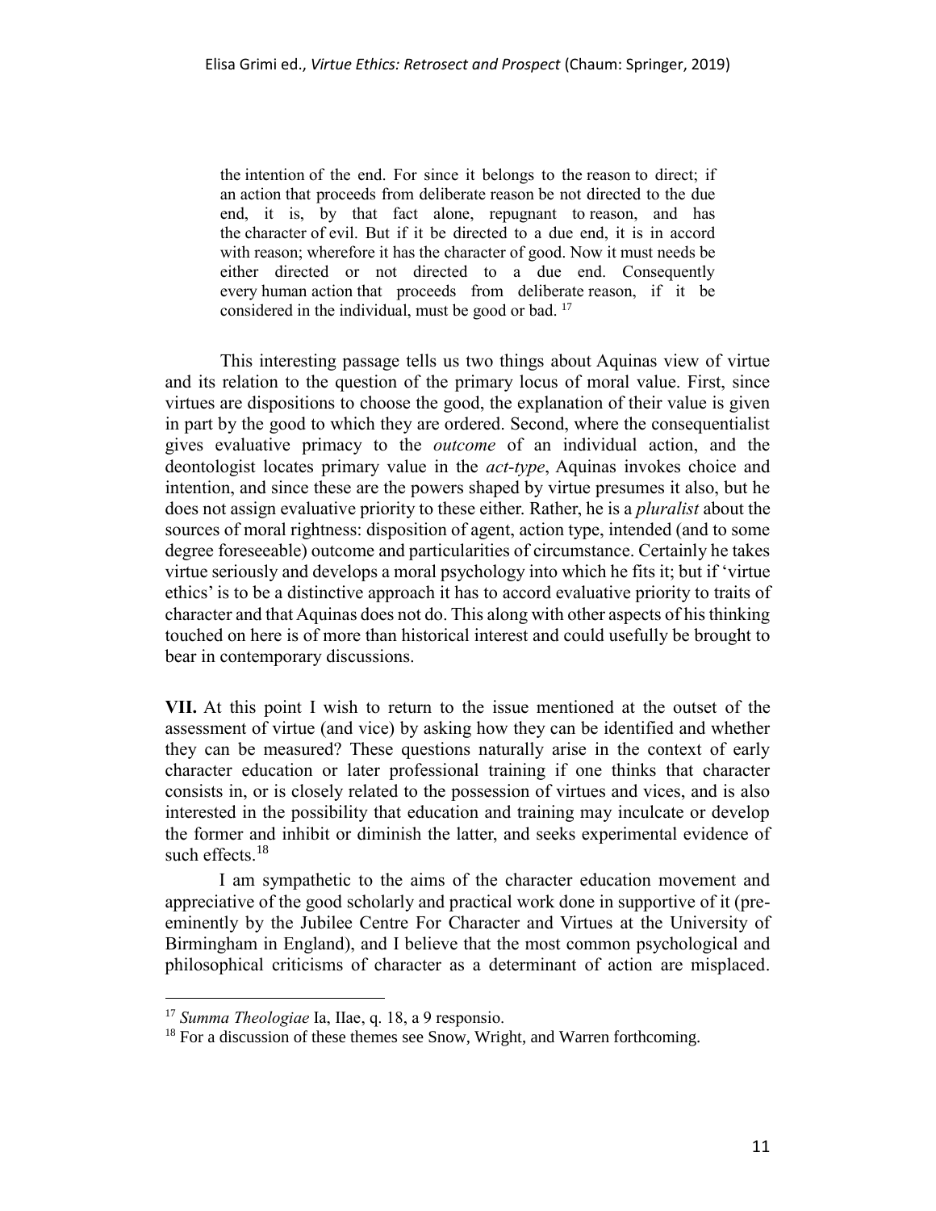> the intention of the end. For since it belongs to the reason to direct; if an action that proceeds from deliberate reason be not directed to the due end, it is, by that fact alone, repugnant to reason, and has the character of evil. But if it be directed to a due end, it is in accord with reason; wherefore it has the character of good. Now it must needs be either directed or not directed to a due end. Consequently every human action that proceeds from deliberate reason, if it be considered in the individual, must be good or bad. [17]

This interesting passage tells us two things about Aquinas view of virtue and its relation to the question of the primary locus of moral value. First, since virtues are dispositions to choose the good, the explanation of their value is given in part by the good to which they are ordered. Second, where the consequentialist gives evaluative primacy to the *outcome* of an individual action, and the deontologist locates primary value in the *act-type*, Aquinas invokes choice and intention, and since these are the powers shaped by virtue presumes it also, but he does not assign evaluative priority to these either. Rather, he is a *pluralist* about the sources of moral rightness: disposition of agent, action type, intended (and to some degree foreseeable) outcome and particularities of circumstance. Certainly he takes virtue seriously and develops a moral psychology into which he fits it; but if 'virtue ethics' is to be a distinctive approach it has to accord evaluative priority to traits of character and that Aquinas does not do. This along with other aspects of his thinking touched on here is of more than historical interest and could usefully be brought to bear in contemporary discussions.

**VII.** At this point I wish to return to the issue mentioned at the outset of the assessment of virtue (and vice) by asking how they can be identified and whether they can be measured? These questions naturally arise in the context of early character education or later professional training if one thinks that character consists in, or is closely related to the possession of virtues and vices, and is also interested in the possibility that education and training may inculcate or develop the former and inhibit or diminish the latter, and seeks experimental evidence of such effects.[18]

I am sympathetic to the aims of the character education movement and appreciative of the good scholarly and practical work done in supportive of it (pre-eminently by the Jubilee Centre For Character and Virtues at the University of Birmingham in England), and I believe that the most common psychological and philosophical criticisms of character as a determinant of action are misplaced.

---

[17] *Summa Theologiae* Ia, IIae, q. 18, a 9 responsio.

[18] For a discussion of these themes see Snow, Wright, and Warren forthcoming.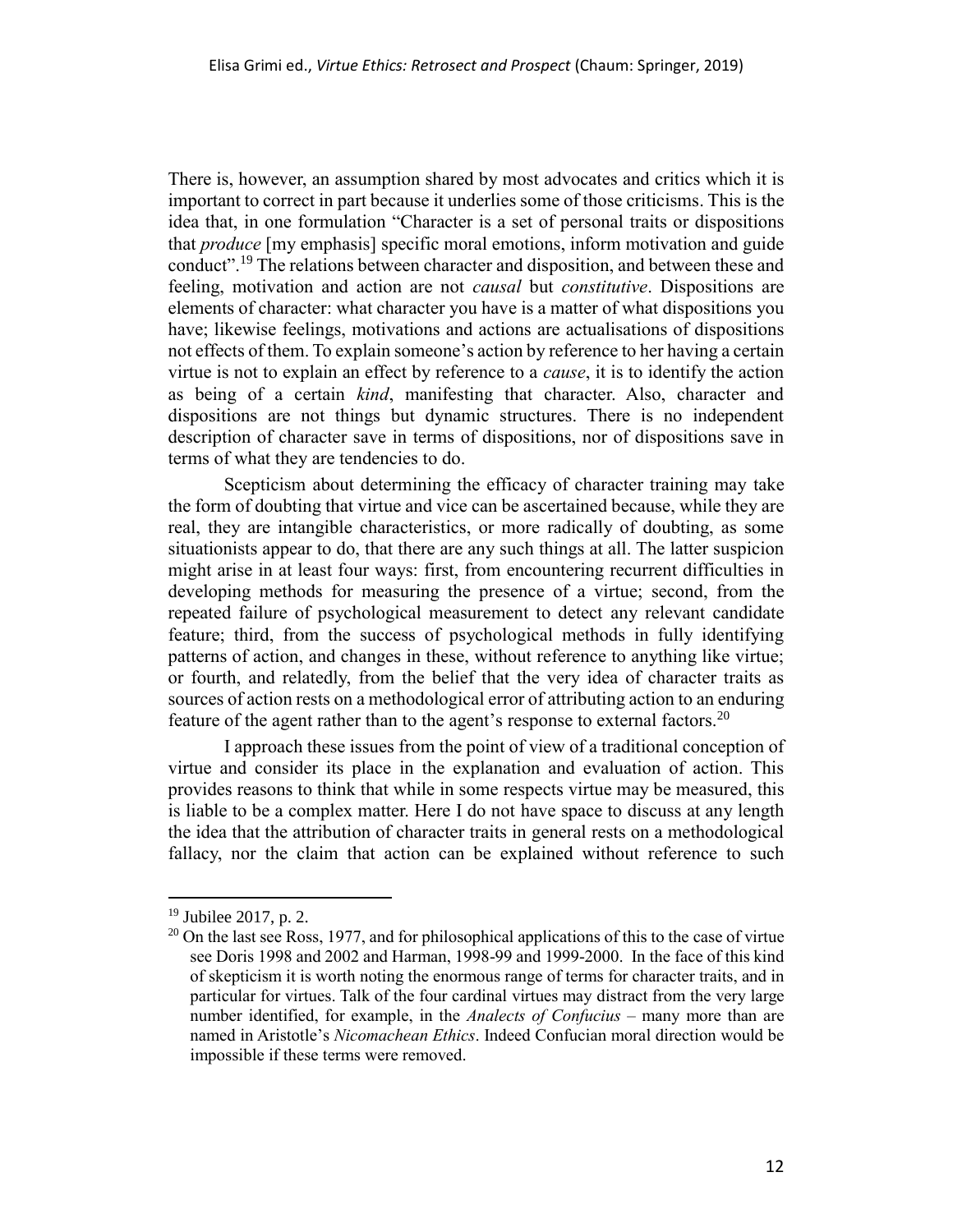There is, however, an assumption shared by most advocates and critics which it is important to correct in part because it underlies some of those criticisms. This is the idea that, in one formulation "Character is a set of personal traits or dispositions that *produce* [my emphasis] specific moral emotions, inform motivation and guide conduct".[19] The relations between character and disposition, and between these and feeling, motivation and action are not *causal* but *constitutive*. Dispositions are elements of character: what character you have is a matter of what dispositions you have; likewise feelings, motivations and actions are actualisations of dispositions not effects of them. To explain someone's action by reference to her having a certain virtue is not to explain an effect by reference to a *cause*, it is to identify the action as being of a certain *kind*, manifesting that character. Also, character and dispositions are not things but dynamic structures. There is no independent description of character save in terms of dispositions, nor of dispositions save in terms of what they are tendencies to do.

Scepticism about determining the efficacy of character training may take the form of doubting that virtue and vice can be ascertained because, while they are real, they are intangible characteristics, or more radically of doubting, as some situationists appear to do, that there are any such things at all. The latter suspicion might arise in at least four ways: first, from encountering recurrent difficulties in developing methods for measuring the presence of a virtue; second, from the repeated failure of psychological measurement to detect any relevant candidate feature; third, from the success of psychological methods in fully identifying patterns of action, and changes in these, without reference to anything like virtue; or fourth, and relatedly, from the belief that the very idea of character traits as sources of action rests on a methodological error of attributing action to an enduring feature of the agent rather than to the agent's response to external factors.[20]

I approach these issues from the point of view of a traditional conception of virtue and consider its place in the explanation and evaluation of action. This provides reasons to think that while in some respects virtue may be measured, this is liable to be a complex matter. Here I do not have space to discuss at any length the idea that the attribution of character traits in general rests on a methodological fallacy, nor the claim that action can be explained without reference to such

---

[19] Jubilee 2017, p. 2.

[20] On the last see Ross, 1977, and for philosophical applications of this to the case of virtue see Doris 1998 and 2002 and Harman, 1998-99 and 1999-2000. In the face of this kind of skepticism it is worth noting the enormous range of terms for character traits, and in particular for virtues. Talk of the four cardinal virtues may distract from the very large number identified, for example, in the *Analects of Confucius* – many more than are named in Aristotle's *Nicomachean Ethics*. Indeed Confucian moral direction would be impossible if these terms were removed.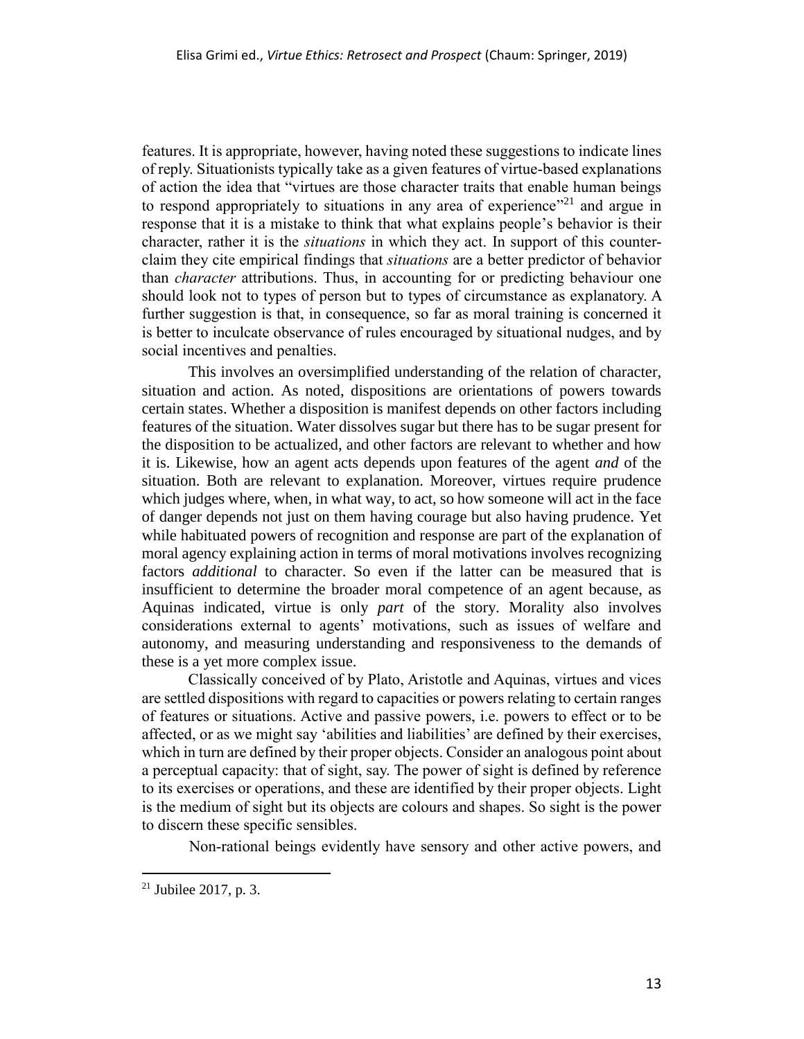features. It is appropriate, however, having noted these suggestions to indicate lines of reply. Situationists typically take as a given features of virtue-based explanations of action the idea that "virtues are those character traits that enable human beings to respond appropriately to situations in any area of experience"[21] and argue in response that it is a mistake to think that what explains people's behavior is their character, rather it is the *situations* in which they act. In support of this counter-claim they cite empirical findings that *situations* are a better predictor of behavior than *character* attributions. Thus, in accounting for or predicting behaviour one should look not to types of person but to types of circumstance as explanatory. A further suggestion is that, in consequence, so far as moral training is concerned it is better to inculcate observance of rules encouraged by situational nudges, and by social incentives and penalties.

This involves an oversimplified understanding of the relation of character, situation and action. As noted, dispositions are orientations of powers towards certain states. Whether a disposition is manifest depends on other factors including features of the situation. Water dissolves sugar but there has to be sugar present for the disposition to be actualized, and other factors are relevant to whether and how it is. Likewise, how an agent acts depends upon features of the agent *and* of the situation. Both are relevant to explanation. Moreover, virtues require prudence which judges where, when, in what way, to act, so how someone will act in the face of danger depends not just on them having courage but also having prudence. Yet while habituated powers of recognition and response are part of the explanation of moral agency explaining action in terms of moral motivations involves recognizing factors *additional* to character. So even if the latter can be measured that is insufficient to determine the broader moral competence of an agent because, as Aquinas indicated, virtue is only *part* of the story. Morality also involves considerations external to agents' motivations, such as issues of welfare and autonomy, and measuring understanding and responsiveness to the demands of these is a yet more complex issue.

Classically conceived of by Plato, Aristotle and Aquinas, virtues and vices are settled dispositions with regard to capacities or powers relating to certain ranges of features or situations. Active and passive powers, i.e. powers to effect or to be affected, or as we might say 'abilities and liabilities' are defined by their exercises, which in turn are defined by their proper objects. Consider an analogous point about a perceptual capacity: that of sight, say. The power of sight is defined by reference to its exercises or operations, and these are identified by their proper objects. Light is the medium of sight but its objects are colours and shapes. So sight is the power to discern these specific sensibles.

Non-rational beings evidently have sensory and other active powers, and

[21] Jubilee 2017, p. 3.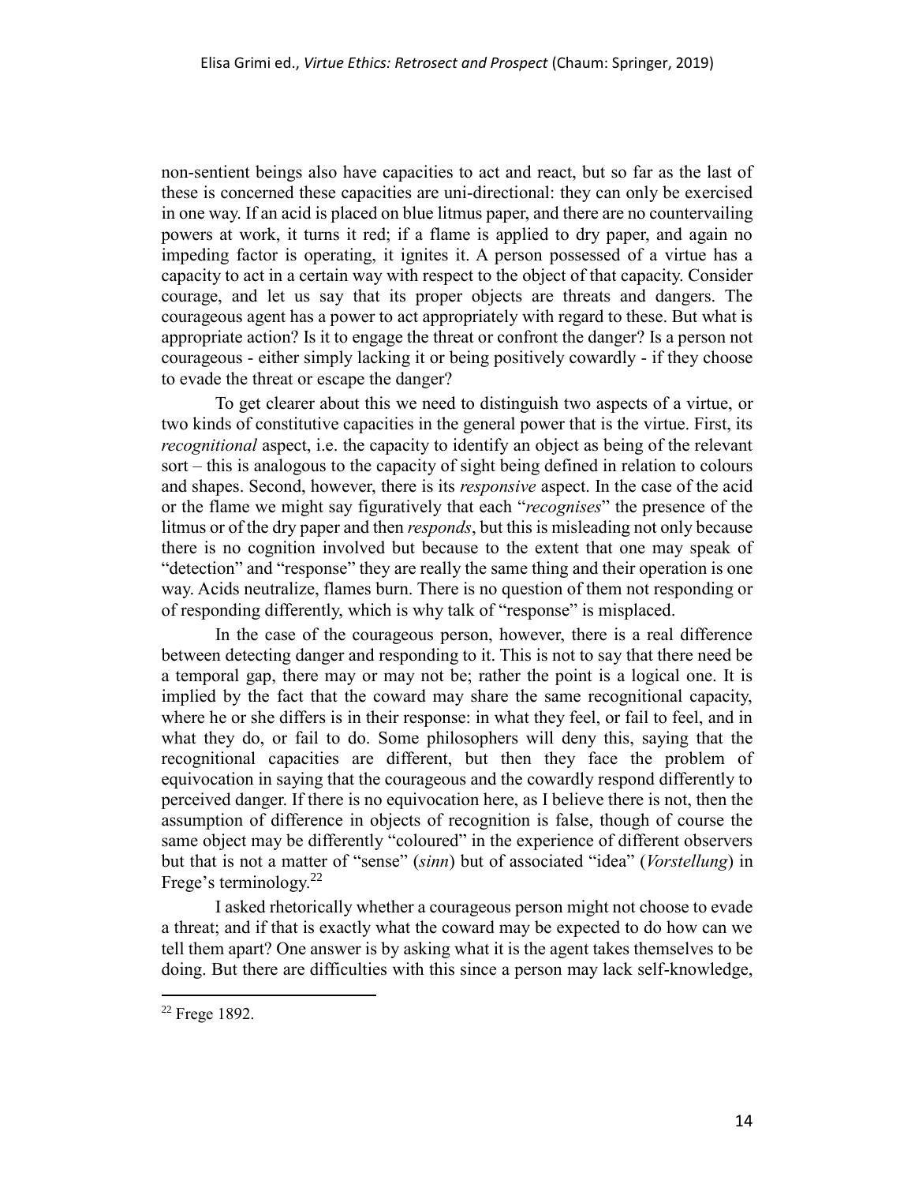non-sentient beings also have capacities to act and react, but so far as the last of these is concerned these capacities are uni-directional: they can only be exercised in one way. If an acid is placed on blue litmus paper, and there are no countervailing powers at work, it turns it red; if a flame is applied to dry paper, and again no impeding factor is operating, it ignites it. A person possessed of a virtue has a capacity to act in a certain way with respect to the object of that capacity. Consider courage, and let us say that its proper objects are threats and dangers. The courageous agent has a power to act appropriately with regard to these. But what is appropriate action? Is it to engage the threat or confront the danger? Is a person not courageous - either simply lacking it or being positively cowardly - if they choose to evade the threat or escape the danger?

To get clearer about this we need to distinguish two aspects of a virtue, or two kinds of constitutive capacities in the general power that is the virtue. First, its *recognitional* aspect, i.e. the capacity to identify an object as being of the relevant sort – this is analogous to the capacity of sight being defined in relation to colours and shapes. Second, however, there is its *responsive* aspect. In the case of the acid or the flame we might say figuratively that each "*recognises*" the presence of the litmus or of the dry paper and then *responds*, but this is misleading not only because there is no cognition involved but because to the extent that one may speak of "detection" and "response" they are really the same thing and their operation is one way. Acids neutralize, flames burn. There is no question of them not responding or of responding differently, which is why talk of "response" is misplaced.

In the case of the courageous person, however, there is a real difference between detecting danger and responding to it. This is not to say that there need be a temporal gap, there may or may not be; rather the point is a logical one. It is implied by the fact that the coward may share the same recognitional capacity, where he or she differs is in their response: in what they feel, or fail to feel, and in what they do, or fail to do. Some philosophers will deny this, saying that the recognitional capacities are different, but then they face the problem of equivocation in saying that the courageous and the cowardly respond differently to perceived danger. If there is no equivocation here, as I believe there is not, then the assumption of difference in objects of recognition is false, though of course the same object may be differently "coloured" in the experience of different observers but that is not a matter of "sense" (*sinn*) but of associated "idea" (*Vorstellung*) in Frege's terminology.[22]

I asked rhetorically whether a courageous person might not choose to evade a threat; and if that is exactly what the coward may be expected to do how can we tell them apart? One answer is by asking what it is the agent takes themselves to be doing. But there are difficulties with this since a person may lack self-knowledge,

---

[22] Frege 1892.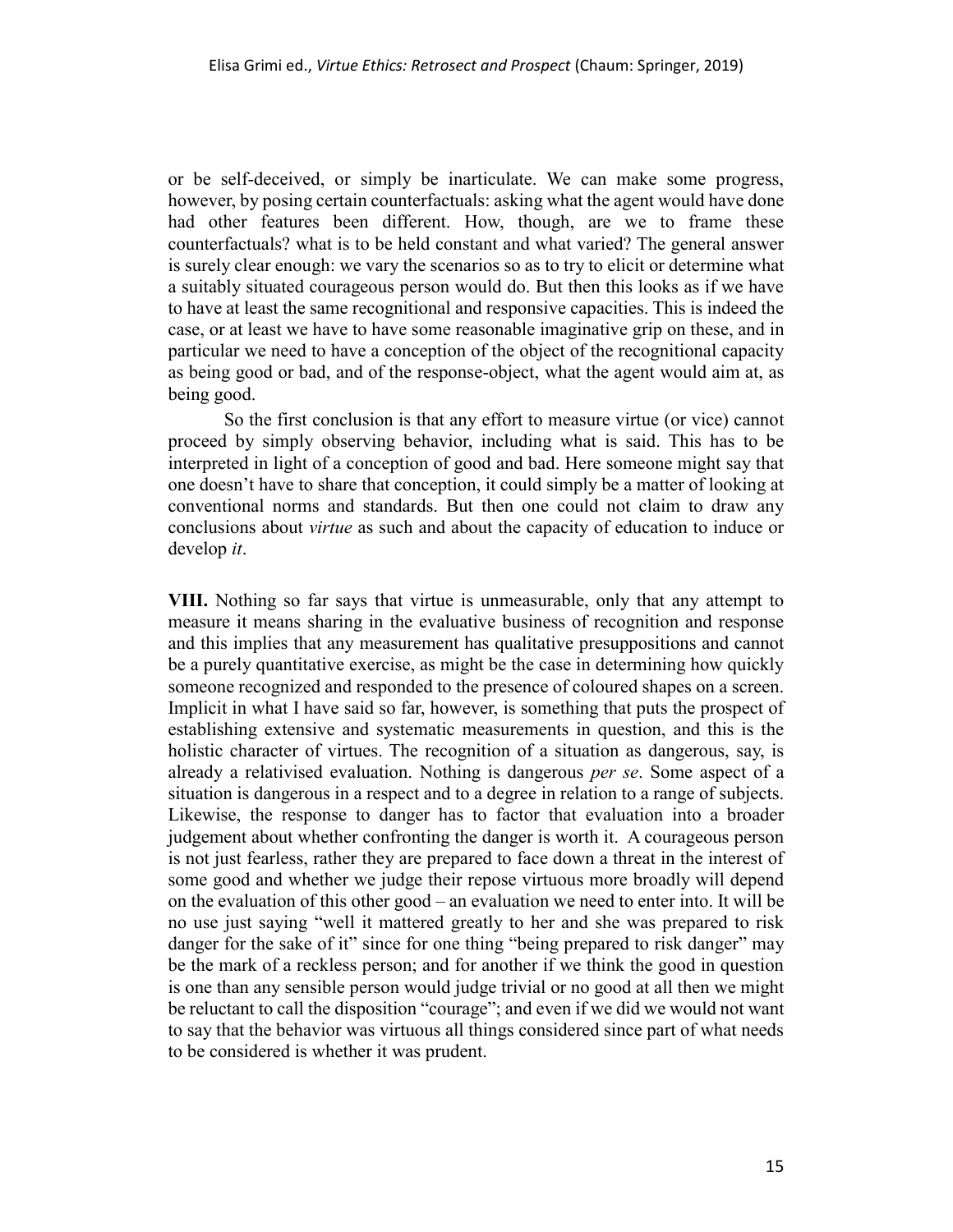or be self-deceived, or simply be inarticulate. We can make some progress, however, by posing certain counterfactuals: asking what the agent would have done had other features been different. How, though, are we to frame these counterfactuals? what is to be held constant and what varied? The general answer is surely clear enough: we vary the scenarios so as to try to elicit or determine what a suitably situated courageous person would do. But then this looks as if we have to have at least the same recognitional and responsive capacities. This is indeed the case, or at least we have to have some reasonable imaginative grip on these, and in particular we need to have a conception of the object of the recognitional capacity as being good or bad, and of the response-object, what the agent would aim at, as being good.

So the first conclusion is that any effort to measure virtue (or vice) cannot proceed by simply observing behavior, including what is said. This has to be interpreted in light of a conception of good and bad. Here someone might say that one doesn't have to share that conception, it could simply be a matter of looking at conventional norms and standards. But then one could not claim to draw any conclusions about *virtue* as such and about the capacity of education to induce or develop *it*.

**VIII.** Nothing so far says that virtue is unmeasurable, only that any attempt to measure it means sharing in the evaluative business of recognition and response and this implies that any measurement has qualitative presuppositions and cannot be a purely quantitative exercise, as might be the case in determining how quickly someone recognized and responded to the presence of coloured shapes on a screen. Implicit in what I have said so far, however, is something that puts the prospect of establishing extensive and systematic measurements in question, and this is the holistic character of virtues. The recognition of a situation as dangerous, say, is already a relativised evaluation. Nothing is dangerous *per se*. Some aspect of a situation is dangerous in a respect and to a degree in relation to a range of subjects. Likewise, the response to danger has to factor that evaluation into a broader judgement about whether confronting the danger is worth it. A courageous person is not just fearless, rather they are prepared to face down a threat in the interest of some good and whether we judge their repose virtuous more broadly will depend on the evaluation of this other good – an evaluation we need to enter into. It will be no use just saying "well it mattered greatly to her and she was prepared to risk danger for the sake of it" since for one thing "being prepared to risk danger" may be the mark of a reckless person; and for another if we think the good in question is one than any sensible person would judge trivial or no good at all then we might be reluctant to call the disposition "courage"; and even if we did we would not want to say that the behavior was virtuous all things considered since part of what needs to be considered is whether it was prudent.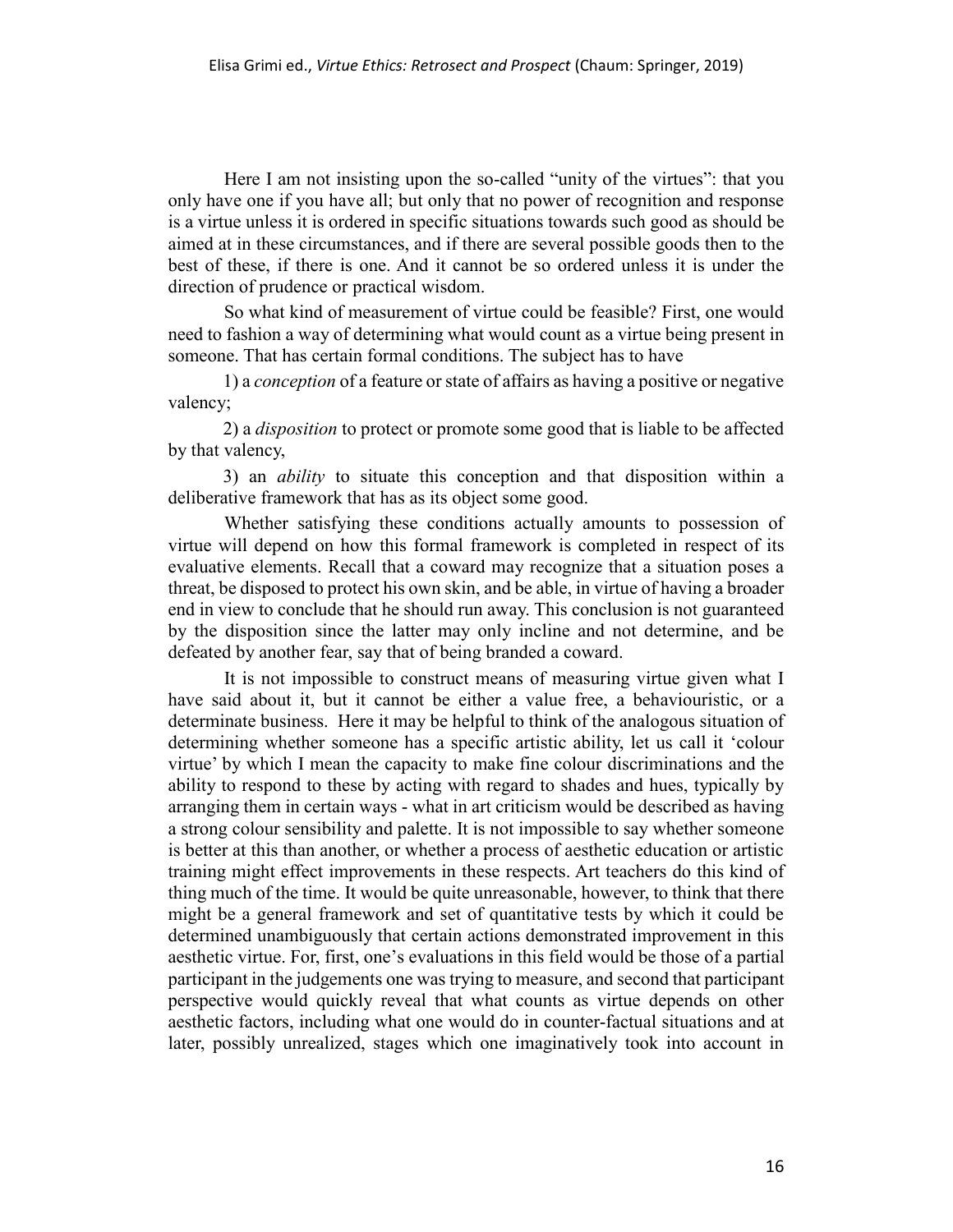Here I am not insisting upon the so-called "unity of the virtues": that you only have one if you have all; but only that no power of recognition and response is a virtue unless it is ordered in specific situations towards such good as should be aimed at in these circumstances, and if there are several possible goods then to the best of these, if there is one. And it cannot be so ordered unless it is under the direction of prudence or practical wisdom.

So what kind of measurement of virtue could be feasible? First, one would need to fashion a way of determining what would count as a virtue being present in someone. That has certain formal conditions. The subject has to have

1) a *conception* of a feature or state of affairs as having a positive or negative valency;

2) a *disposition* to protect or promote some good that is liable to be affected by that valency,

3) an *ability* to situate this conception and that disposition within a deliberative framework that has as its object some good.

Whether satisfying these conditions actually amounts to possession of virtue will depend on how this formal framework is completed in respect of its evaluative elements. Recall that a coward may recognize that a situation poses a threat, be disposed to protect his own skin, and be able, in virtue of having a broader end in view to conclude that he should run away. This conclusion is not guaranteed by the disposition since the latter may only incline and not determine, and be defeated by another fear, say that of being branded a coward.

It is not impossible to construct means of measuring virtue given what I have said about it, but it cannot be either a value free, a behaviouristic, or a determinate business. Here it may be helpful to think of the analogous situation of determining whether someone has a specific artistic ability, let us call it 'colour virtue' by which I mean the capacity to make fine colour discriminations and the ability to respond to these by acting with regard to shades and hues, typically by arranging them in certain ways - what in art criticism would be described as having a strong colour sensibility and palette. It is not impossible to say whether someone is better at this than another, or whether a process of aesthetic education or artistic training might effect improvements in these respects. Art teachers do this kind of thing much of the time. It would be quite unreasonable, however, to think that there might be a general framework and set of quantitative tests by which it could be determined unambiguously that certain actions demonstrated improvement in this aesthetic virtue. For, first, one's evaluations in this field would be those of a partial participant in the judgements one was trying to measure, and second that participant perspective would quickly reveal that what counts as virtue depends on other aesthetic factors, including what one would do in counter-factual situations and at later, possibly unrealized, stages which one imaginatively took into account in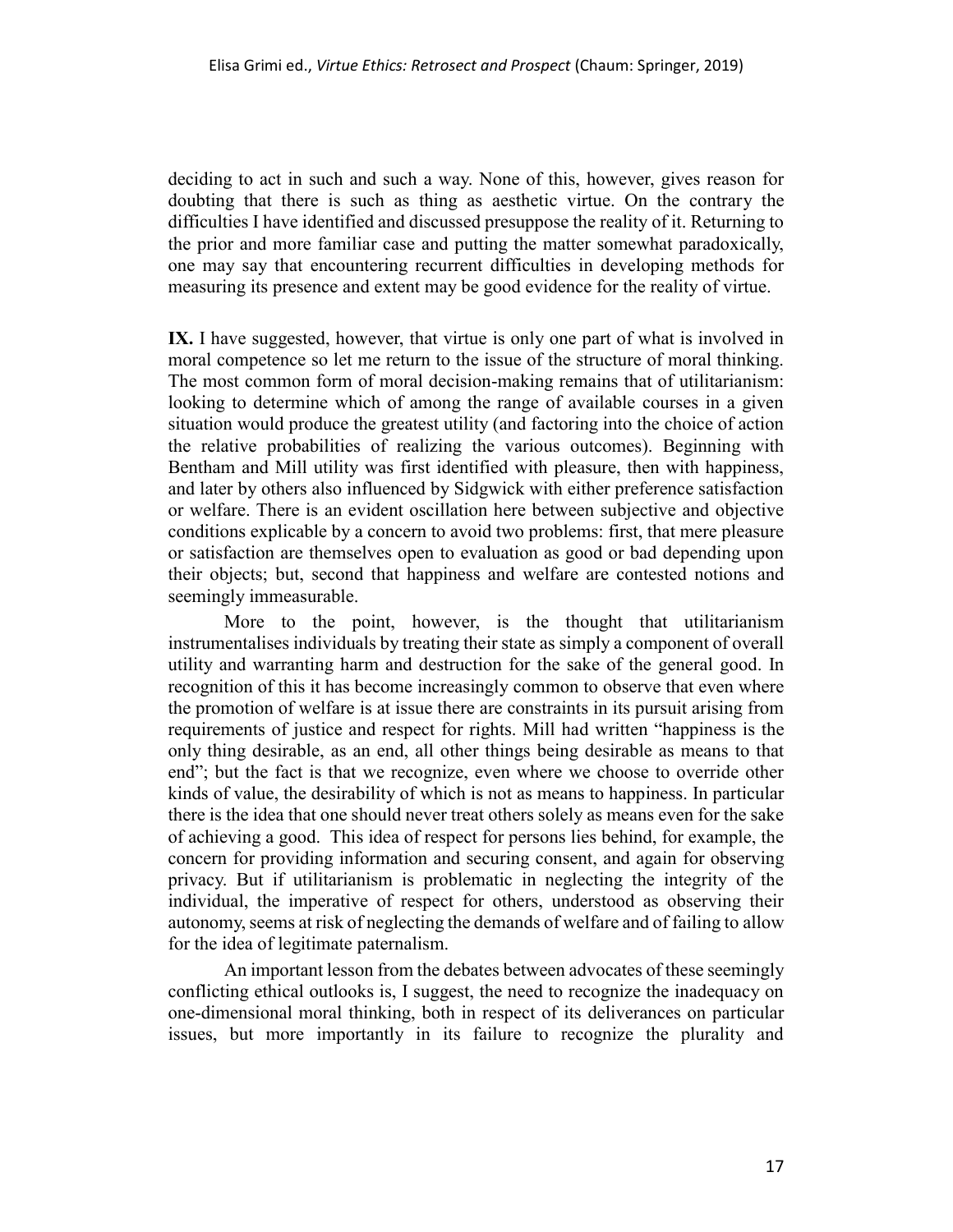deciding to act in such and such a way. None of this, however, gives reason for doubting that there is such as thing as aesthetic virtue. On the contrary the difficulties I have identified and discussed presuppose the reality of it. Returning to the prior and more familiar case and putting the matter somewhat paradoxically, one may say that encountering recurrent difficulties in developing methods for measuring its presence and extent may be good evidence for the reality of virtue.

**IX.** I have suggested, however, that virtue is only one part of what is involved in moral competence so let me return to the issue of the structure of moral thinking. The most common form of moral decision-making remains that of utilitarianism: looking to determine which of among the range of available courses in a given situation would produce the greatest utility (and factoring into the choice of action the relative probabilities of realizing the various outcomes). Beginning with Bentham and Mill utility was first identified with pleasure, then with happiness, and later by others also influenced by Sidgwick with either preference satisfaction or welfare. There is an evident oscillation here between subjective and objective conditions explicable by a concern to avoid two problems: first, that mere pleasure or satisfaction are themselves open to evaluation as good or bad depending upon their objects; but, second that happiness and welfare are contested notions and seemingly immeasurable.

More to the point, however, is the thought that utilitarianism instrumentalises individuals by treating their state as simply a component of overall utility and warranting harm and destruction for the sake of the general good. In recognition of this it has become increasingly common to observe that even where the promotion of welfare is at issue there are constraints in its pursuit arising from requirements of justice and respect for rights. Mill had written "happiness is the only thing desirable, as an end, all other things being desirable as means to that end"; but the fact is that we recognize, even where we choose to override other kinds of value, the desirability of which is not as means to happiness. In particular there is the idea that one should never treat others solely as means even for the sake of achieving a good. This idea of respect for persons lies behind, for example, the concern for providing information and securing consent, and again for observing privacy. But if utilitarianism is problematic in neglecting the integrity of the individual, the imperative of respect for others, understood as observing their autonomy, seems at risk of neglecting the demands of welfare and of failing to allow for the idea of legitimate paternalism.

An important lesson from the debates between advocates of these seemingly conflicting ethical outlooks is, I suggest, the need to recognize the inadequacy on one-dimensional moral thinking, both in respect of its deliverances on particular issues, but more importantly in its failure to recognize the plurality and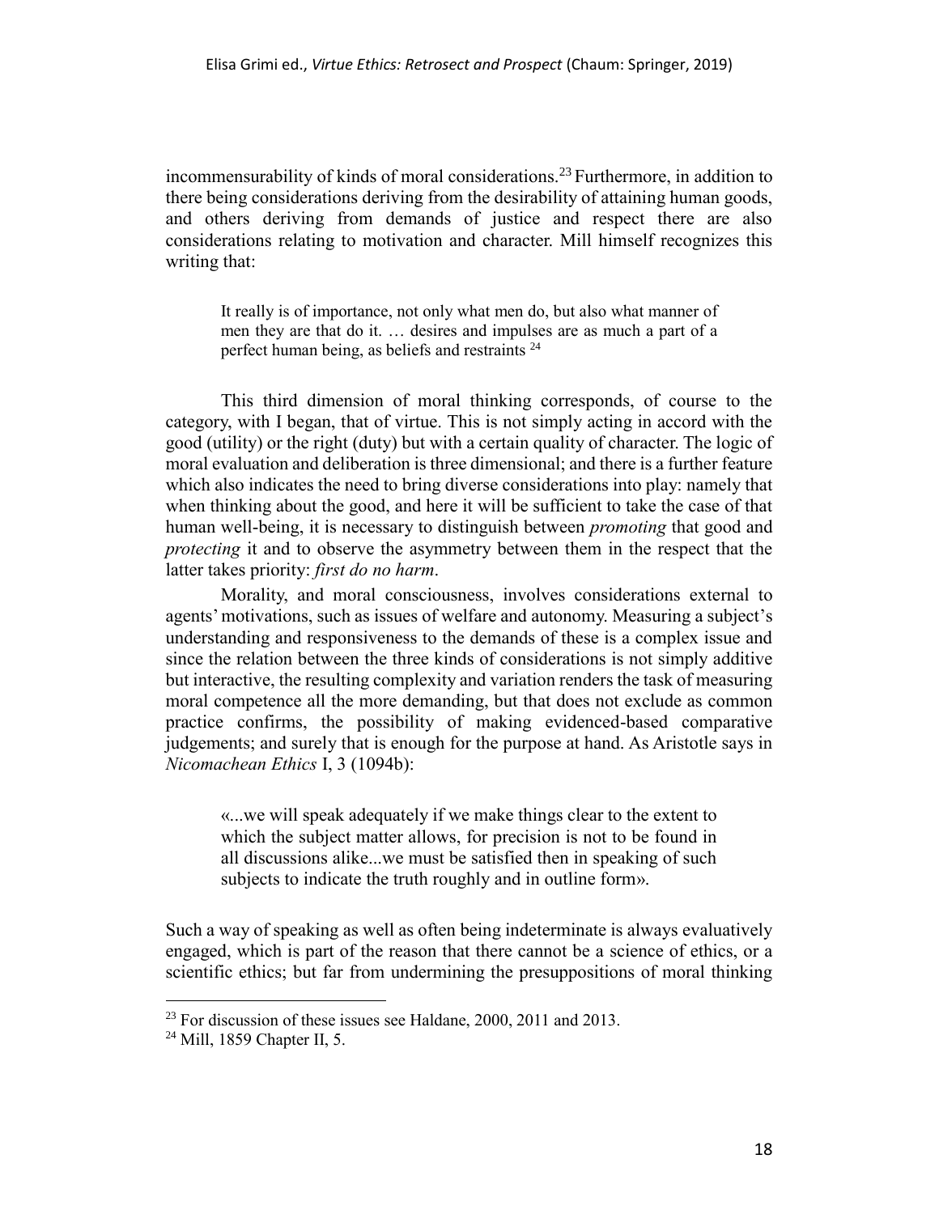incommensurability of kinds of moral considerations.[23] Furthermore, in addition to there being considerations deriving from the desirability of attaining human goods, and others deriving from demands of justice and respect there are also considerations relating to motivation and character. Mill himself recognizes this writing that:

> It really is of importance, not only what men do, but also what manner of men they are that do it. … desires and impulses are as much a part of a perfect human being, as beliefs and restraints [24]

This third dimension of moral thinking corresponds, of course to the category, with I began, that of virtue. This is not simply acting in accord with the good (utility) or the right (duty) but with a certain quality of character. The logic of moral evaluation and deliberation is three dimensional; and there is a further feature which also indicates the need to bring diverse considerations into play: namely that when thinking about the good, and here it will be sufficient to take the case of that human well-being, it is necessary to distinguish between *promoting* that good and *protecting* it and to observe the asymmetry between them in the respect that the latter takes priority: *first do no harm*.

Morality, and moral consciousness, involves considerations external to agents' motivations, such as issues of welfare and autonomy. Measuring a subject's understanding and responsiveness to the demands of these is a complex issue and since the relation between the three kinds of considerations is not simply additive but interactive, the resulting complexity and variation renders the task of measuring moral competence all the more demanding, but that does not exclude as common practice confirms, the possibility of making evidenced-based comparative judgements; and surely that is enough for the purpose at hand. As Aristotle says in *Nicomachean Ethics* I, 3 (1094b):

> «...we will speak adequately if we make things clear to the extent to which the subject matter allows, for precision is not to be found in all discussions alike...we must be satisfied then in speaking of such subjects to indicate the truth roughly and in outline form».

Such a way of speaking as well as often being indeterminate is always evaluatively engaged, which is part of the reason that there cannot be a science of ethics, or a scientific ethics; but far from undermining the presuppositions of moral thinking

---

[23] For discussion of these issues see Haldane, 2000, 2011 and 2013.

[24] Mill, 1859 Chapter II, 5.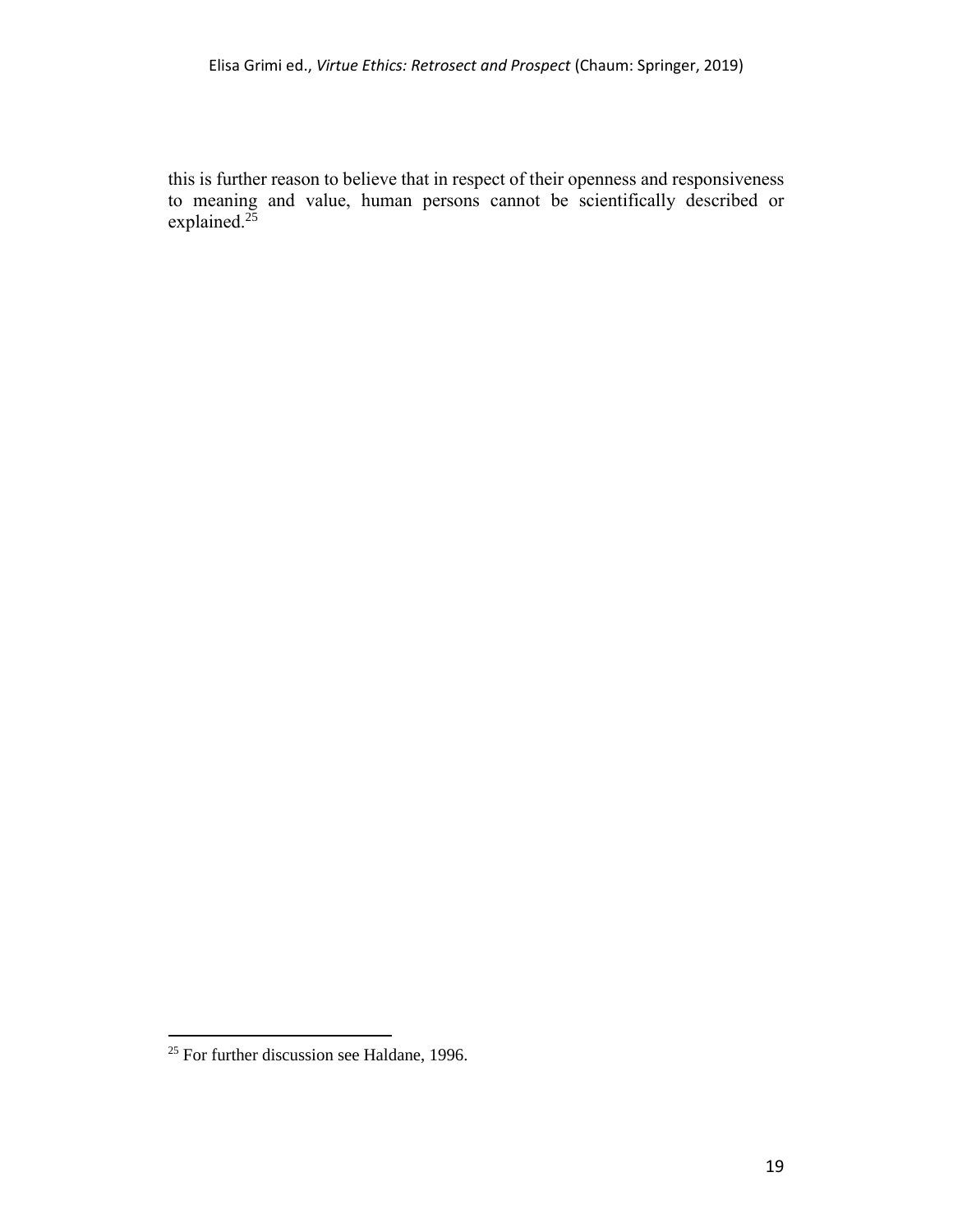this is further reason to believe that in respect of their openness and responsiveness to meaning and value, human persons cannot be scientifically described or explained.[25]

[25] For further discussion see Haldane, 1996.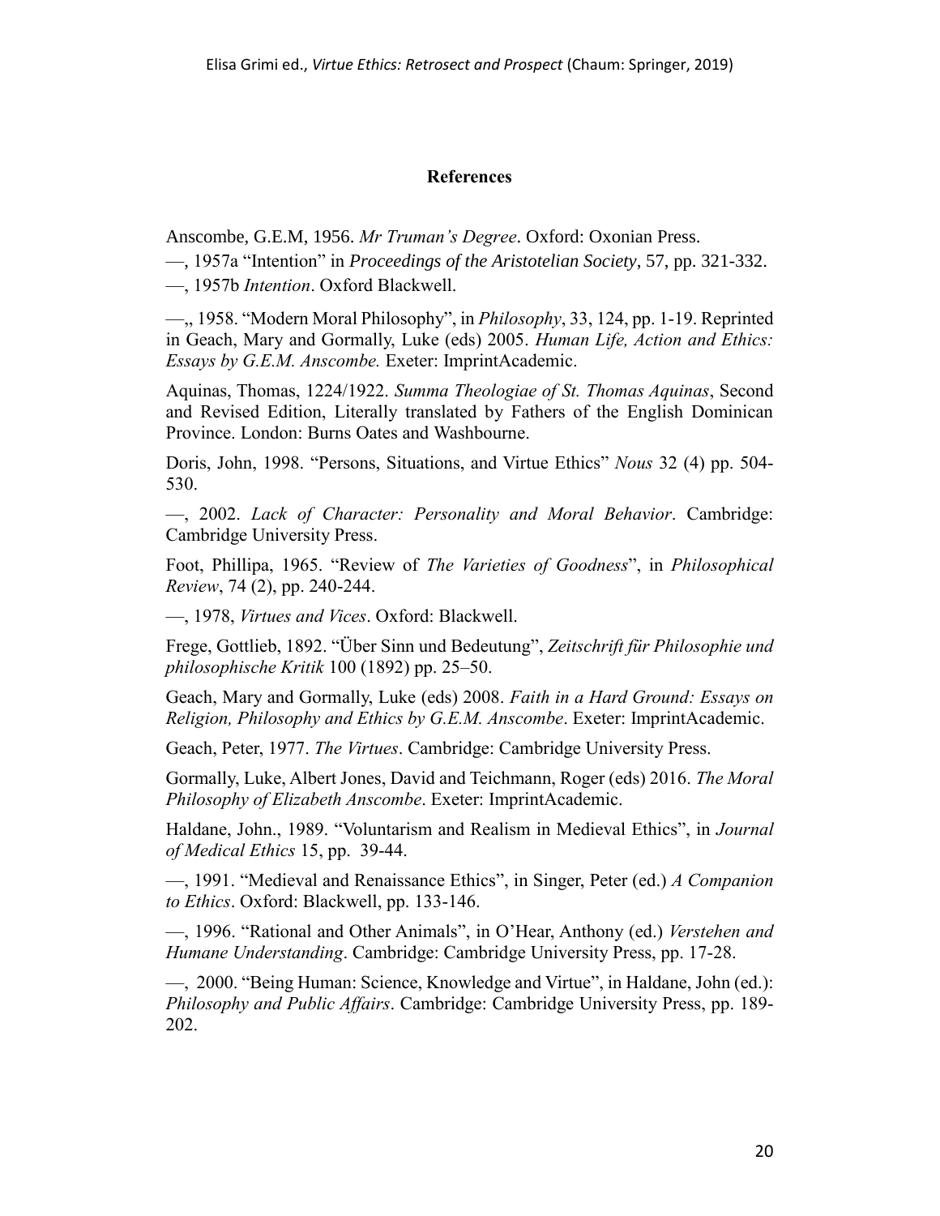## References

Anscombe, G.E.M, 1956. *Mr Truman's Degree*. Oxford: Oxonian Press.

—, 1957a "Intention" in *Proceedings of the Aristotelian Society*, 57, pp. 321-332.

—, 1957b *Intention*. Oxford Blackwell.

—,, 1958. "Modern Moral Philosophy", in *Philosophy*, 33, 124, pp. 1-19. Reprinted in Geach, Mary and Gormally, Luke (eds) 2005. *Human Life, Action and Ethics: Essays by G.E.M. Anscombe.* Exeter: ImprintAcademic.

Aquinas, Thomas, 1224/1922. *Summa Theologiae of St. Thomas Aquinas*, Second and Revised Edition, Literally translated by Fathers of the English Dominican Province. London: Burns Oates and Washbourne.

Doris, John, 1998. "Persons, Situations, and Virtue Ethics" *Nous* 32 (4) pp. 504-530.

—, 2002. *Lack of Character: Personality and Moral Behavior*. Cambridge: Cambridge University Press.

Foot, Phillipa, 1965. "Review of *The Varieties of Goodness*", in *Philosophical Review*, 74 (2), pp. 240-244.

—, 1978, *Virtues and Vices*. Oxford: Blackwell.

Frege, Gottlieb, 1892. "Über Sinn und Bedeutung", *Zeitschrift für Philosophie und philosophische Kritik* 100 (1892) pp. 25–50.

Geach, Mary and Gormally, Luke (eds) 2008. *Faith in a Hard Ground: Essays on Religion, Philosophy and Ethics by G.E.M. Anscombe*. Exeter: ImprintAcademic.

Geach, Peter, 1977. *The Virtues*. Cambridge: Cambridge University Press.

Gormally, Luke, Albert Jones, David and Teichmann, Roger (eds) 2016. *The Moral Philosophy of Elizabeth Anscombe*. Exeter: ImprintAcademic.

Haldane, John., 1989. "Voluntarism and Realism in Medieval Ethics", in *Journal of Medical Ethics* 15, pp. 39-44.

—, 1991. "Medieval and Renaissance Ethics", in Singer, Peter (ed.) *A Companion to Ethics*. Oxford: Blackwell, pp. 133-146.

—, 1996. "Rational and Other Animals", in O'Hear, Anthony (ed.) *Verstehen and Humane Understanding*. Cambridge: Cambridge University Press, pp. 17-28.

—, 2000. "Being Human: Science, Knowledge and Virtue", in Haldane, John (ed.): *Philosophy and Public Affairs*. Cambridge: Cambridge University Press, pp. 189-202.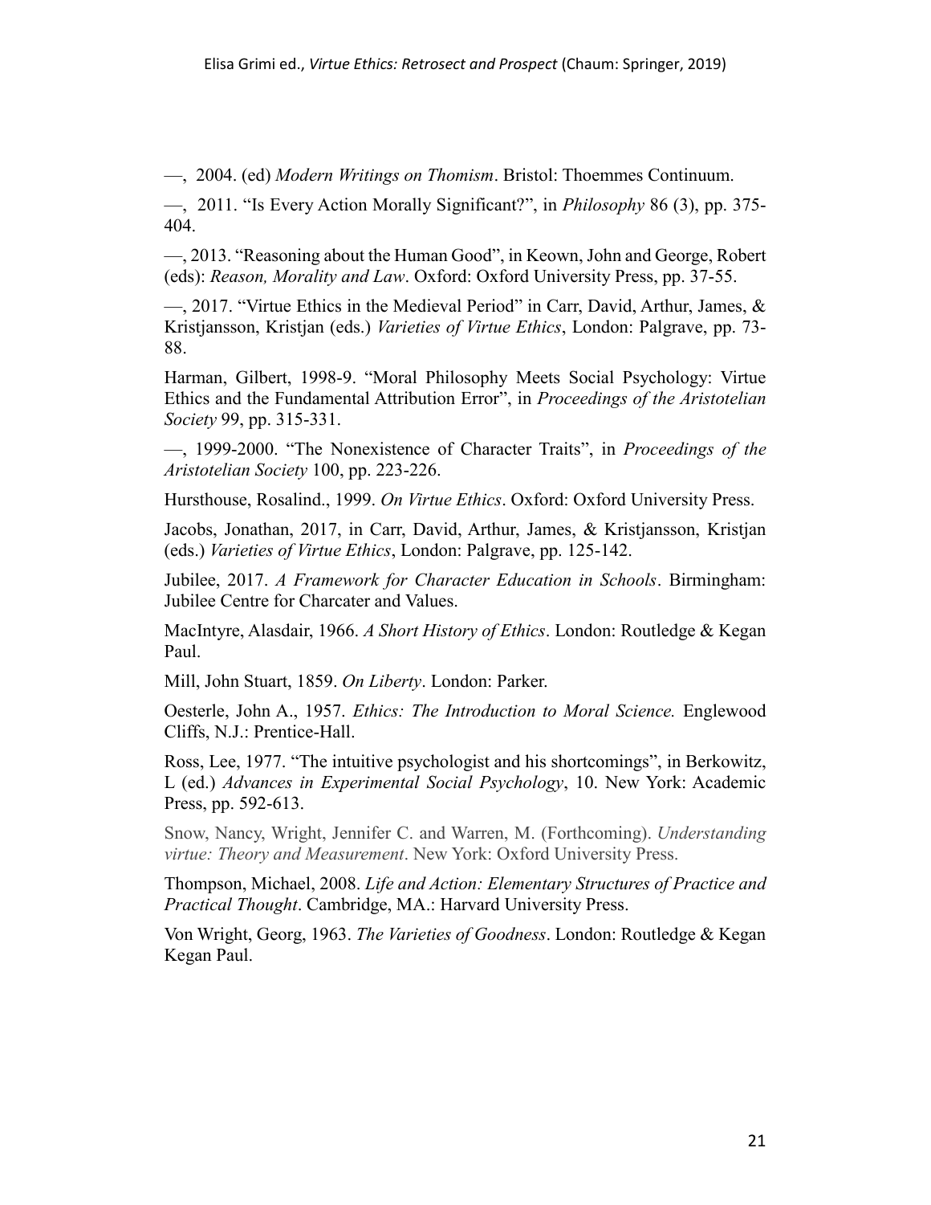—, 2004. (ed) *Modern Writings on Thomism*. Bristol: Thoemmes Continuum.

—, 2011. "Is Every Action Morally Significant?", in *Philosophy* 86 (3), pp. 375-404.

—, 2013. "Reasoning about the Human Good", in Keown, John and George, Robert (eds): *Reason, Morality and Law*. Oxford: Oxford University Press, pp. 37-55.

—, 2017. "Virtue Ethics in the Medieval Period" in Carr, David, Arthur, James, & Kristjansson, Kristjan (eds.) *Varieties of Virtue Ethics*, London: Palgrave, pp. 73-88.

Harman, Gilbert, 1998-9. "Moral Philosophy Meets Social Psychology: Virtue Ethics and the Fundamental Attribution Error", in *Proceedings of the Aristotelian Society* 99, pp. 315-331.

—, 1999-2000. "The Nonexistence of Character Traits", in *Proceedings of the Aristotelian Society* 100, pp. 223-226.

Hursthouse, Rosalind., 1999. *On Virtue Ethics*. Oxford: Oxford University Press.

Jacobs, Jonathan, 2017, in Carr, David, Arthur, James, & Kristjansson, Kristjan (eds.) *Varieties of Virtue Ethics*, London: Palgrave, pp. 125-142.

Jubilee, 2017. *A Framework for Character Education in Schools*. Birmingham: Jubilee Centre for Charcater and Values.

MacIntyre, Alasdair, 1966. *A Short History of Ethics*. London: Routledge & Kegan Paul.

Mill, John Stuart, 1859. *On Liberty*. London: Parker.

Oesterle, John A., 1957. *Ethics: The Introduction to Moral Science.* Englewood Cliffs, N.J.: Prentice-Hall.

Ross, Lee, 1977. "The intuitive psychologist and his shortcomings", in Berkowitz, L (ed.) *Advances in Experimental Social Psychology*, 10. New York: Academic Press, pp. 592-613.

Snow, Nancy, Wright, Jennifer C. and Warren, M. (Forthcoming). *Understanding virtue: Theory and Measurement*. New York: Oxford University Press.

Thompson, Michael, 2008. *Life and Action: Elementary Structures of Practice and Practical Thought*. Cambridge, MA.: Harvard University Press.

Von Wright, Georg, 1963. *The Varieties of Goodness*. London: Routledge & Kegan Kegan Paul.